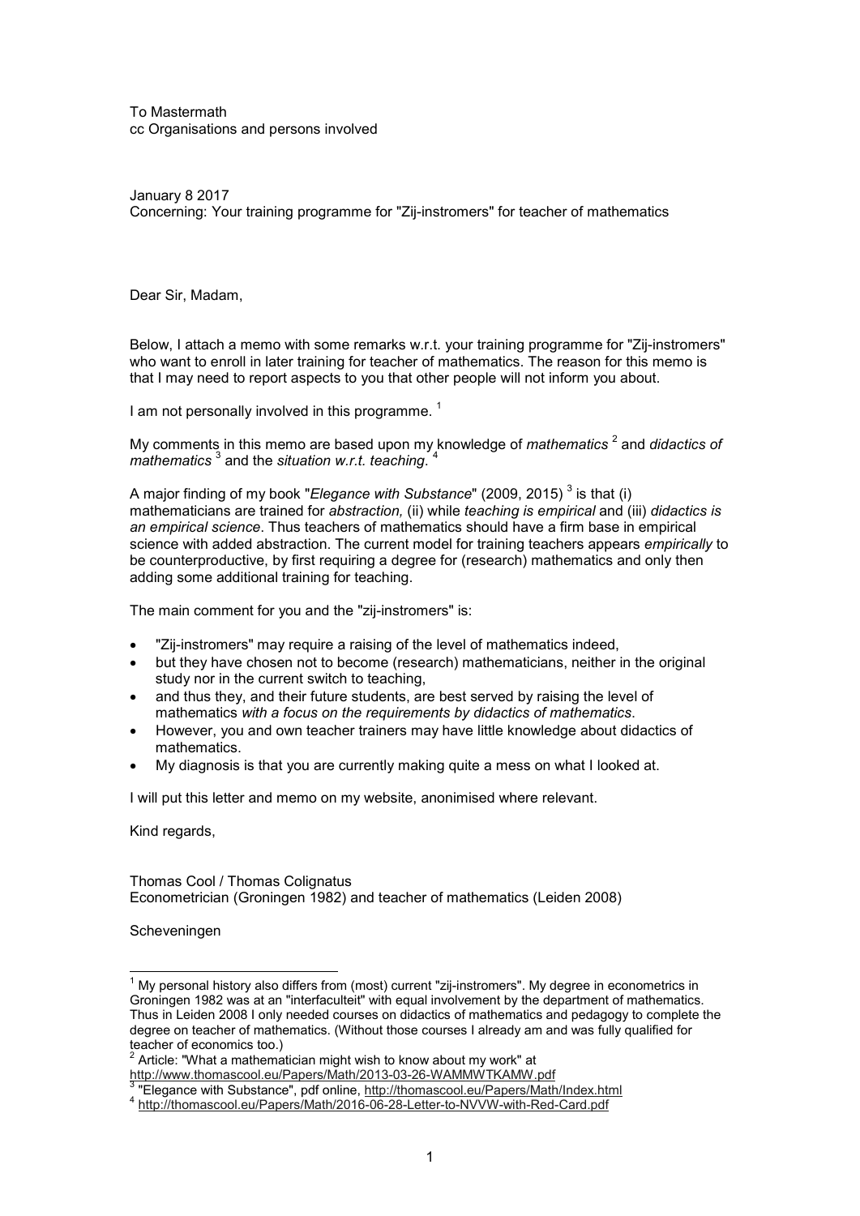To Mastermath
cc Organisations and persons involved

January 8 2017
Concerning: Your training programme for "Zij-instromers" for teacher of mathematics

Dear Sir, Madam,

Below, I attach a memo with some remarks w.r.t. your training programme for "Zij-instromers" who want to enroll in later training for teacher of mathematics. The reason for this memo is that I may need to report aspects to you that other people will not inform you about.

I am not personally involved in this programme. [1]

My comments in this memo are based upon my knowledge of *mathematics* [2] and *didactics of mathematics* [3] and the *situation w.r.t. teaching*. [4]

A major finding of my book "*Elegance with Substance*" (2009, 2015) [3] is that (i) mathematicians are trained for *abstraction,* (ii) while *teaching is empirical* and (iii) *didactics is an empirical science*. Thus teachers of mathematics should have a firm base in empirical science with added abstraction. The current model for training teachers appears *empirically* to be counterproductive, by first requiring a degree for (research) mathematics and only then adding some additional training for teaching.

The main comment for you and the "zij-instromers" is:

- "Zij-instromers" may require a raising of the level of mathematics indeed,
- but they have chosen not to become (research) mathematicians, neither in the original study nor in the current switch to teaching,
- and thus they, and their future students, are best served by raising the level of mathematics *with a focus on the requirements by didactics of mathematics*.
- However, you and own teacher trainers may have little knowledge about didactics of mathematics.
- My diagnosis is that you are currently making quite a mess on what I looked at.

I will put this letter and memo on my website, anonimised where relevant.

Kind regards,

Thomas Cool / Thomas Colignatus
Econometrician (Groningen 1982) and teacher of mathematics (Leiden 2008)

Scheveningen

---

[1] My personal history also differs from (most) current "zij-instromers". My degree in econometrics in Groningen 1982 was at an "interfaculteit" with equal involvement by the department of mathematics. Thus in Leiden 2008 I only needed courses on didactics of mathematics and pedagogy to complete the degree on teacher of mathematics. (Without those courses I already am and was fully qualified for teacher of economics too.)

[2] Article: "What a mathematician might wish to know about my work" at http://www.thomascool.eu/Papers/Math/2013-03-26-WAMMWTKAMW.pdf

[3] "Elegance with Substance", pdf online, http://thomascool.eu/Papers/Math/Index.html

[4] http://thomascool.eu/Papers/Math/2016-06-28-Letter-to-NVVW-with-Red-Card.pdf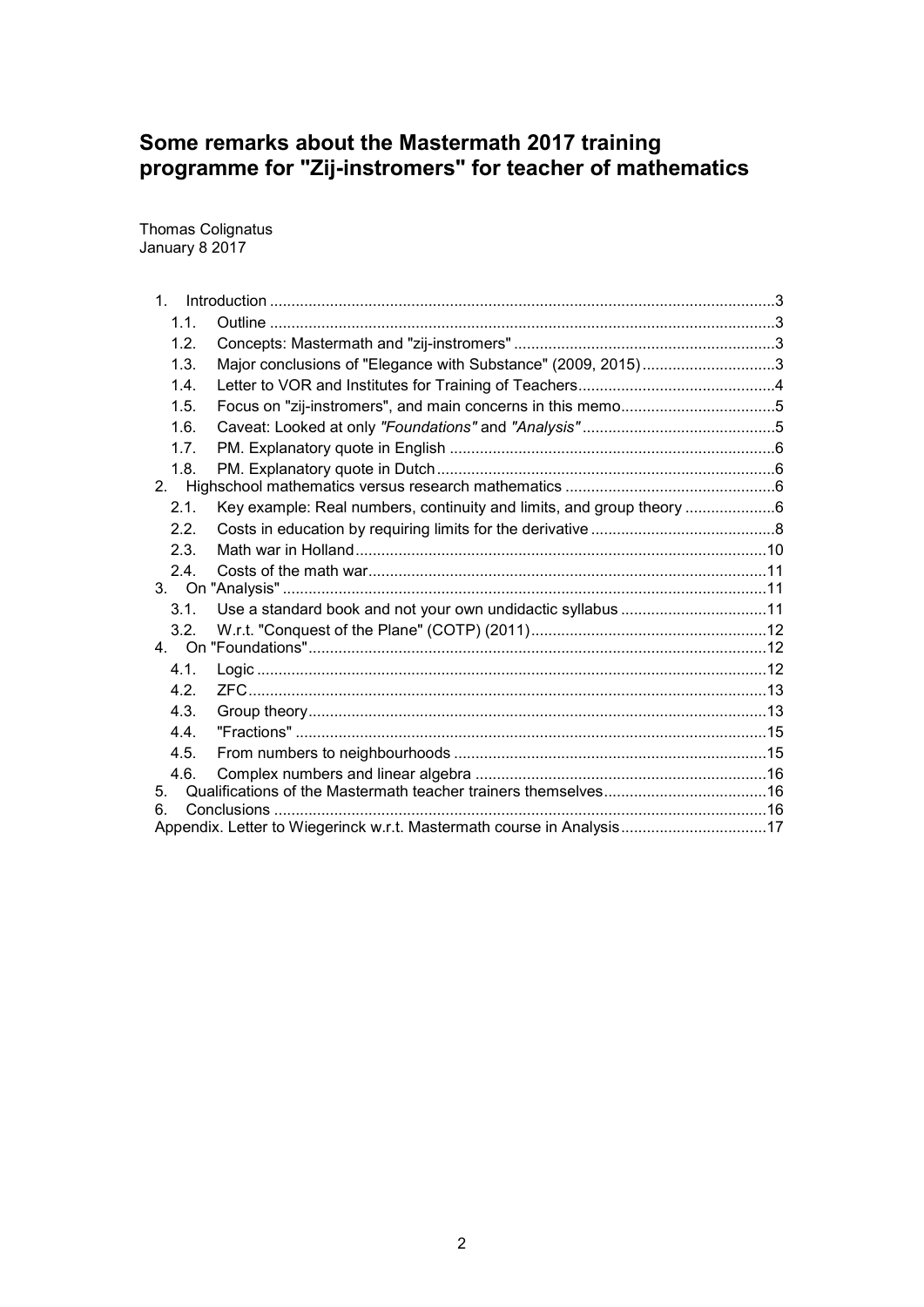# Some remarks about the Mastermath 2017 training programme for "Zij-instromers" for teacher of mathematics

Thomas Colignatus
January 8 2017

1. Introduction .....3
   - 1.1. Outline .....3
   - 1.2. Concepts: Mastermath and "zij-instromers" .....3
   - 1.3. Major conclusions of "Elegance with Substance" (2009, 2015) .....3
   - 1.4. Letter to VOR and Institutes for Training of Teachers .....4
   - 1.5. Focus on "zij-instromers", and main concerns in this memo .....5
   - 1.6. Caveat: Looked at only *"Foundations"* and *"Analysis"* .....5
   - 1.7. PM. Explanatory quote in English .....6
   - 1.8. PM. Explanatory quote in Dutch .....6
2. Highschool mathematics versus research mathematics .....6
   - 2.1. Key example: Real numbers, continuity and limits, and group theory .....6
   - 2.2. Costs in education by requiring limits for the derivative .....8
   - 2.3. Math war in Holland .....10
   - 2.4. Costs of the math war .....11
3. On "Analysis" .....11
   - 3.1. Use a standard book and not your own undidactic syllabus .....11
   - 3.2. W.r.t. "Conquest of the Plane" (COTP) (2011) .....12
4. On "Foundations" .....12
   - 4.1. Logic .....12
   - 4.2. ZFC .....13
   - 4.3. Group theory .....13
   - 4.4. "Fractions" .....15
   - 4.5. From numbers to neighbourhoods .....15
   - 4.6. Complex numbers and linear algebra .....16
5. Qualifications of the Mastermath teacher trainers themselves .....16
6. Conclusions .....16

Appendix. Letter to Wiegerinck w.r.t. Mastermath course in Analysis .....17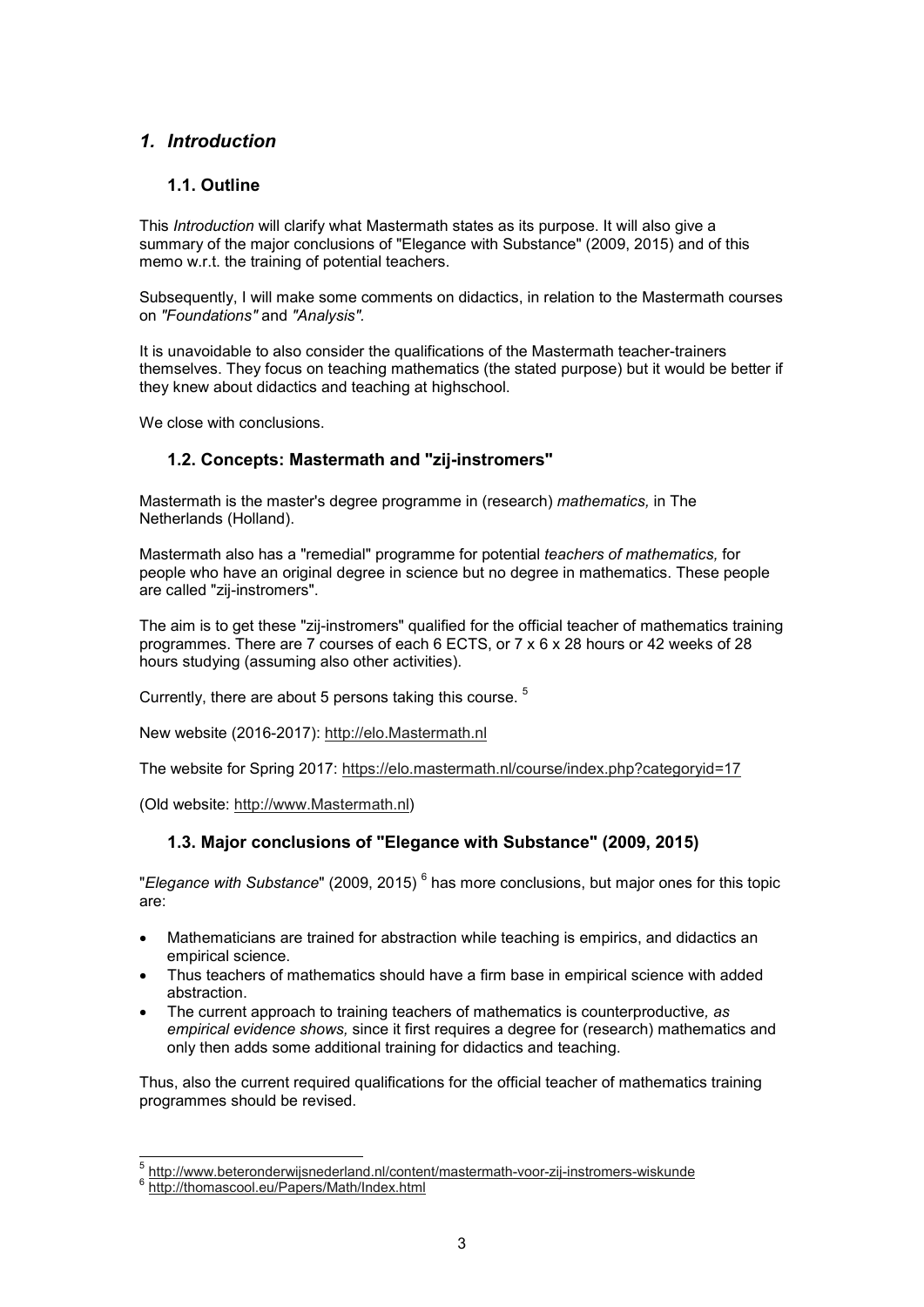# *1. Introduction*

## 1.1. Outline

This *Introduction* will clarify what Mastermath states as its purpose. It will also give a summary of the major conclusions of "Elegance with Substance" (2009, 2015) and of this memo w.r.t. the training of potential teachers.

Subsequently, I will make some comments on didactics, in relation to the Mastermath courses on *"Foundations"* and *"Analysis".*

It is unavoidable to also consider the qualifications of the Mastermath teacher-trainers themselves. They focus on teaching mathematics (the stated purpose) but it would be better if they knew about didactics and teaching at highschool.

We close with conclusions.

## 1.2. Concepts: Mastermath and "zij-instromers"

Mastermath is the master's degree programme in (research) *mathematics,* in The Netherlands (Holland).

Mastermath also has a "remedial" programme for potential *teachers of mathematics,* for people who have an original degree in science but no degree in mathematics. These people are called "zij-instromers".

The aim is to get these "zij-instromers" qualified for the official teacher of mathematics training programmes. There are 7 courses of each 6 ECTS, or 7 x 6 x 28 hours or 42 weeks of 28 hours studying (assuming also other activities).

Currently, there are about 5 persons taking this course. [5]

New website (2016-2017): http://elo.Mastermath.nl

The website for Spring 2017: https://elo.mastermath.nl/course/index.php?categoryid=17

(Old website: http://www.Mastermath.nl)

## 1.3. Major conclusions of "Elegance with Substance" (2009, 2015)

"*Elegance with Substance*" (2009, 2015) [6] has more conclusions, but major ones for this topic are:

- Mathematicians are trained for abstraction while teaching is empirics, and didactics an empirical science.
- Thus teachers of mathematics should have a firm base in empirical science with added abstraction.
- The current approach to training teachers of mathematics is counterproductive*, as empirical evidence shows,* since it first requires a degree for (research) mathematics and only then adds some additional training for didactics and teaching.

Thus, also the current required qualifications for the official teacher of mathematics training programmes should be revised.

[5] http://www.beteronderwijsnederland.nl/content/mastermath-voor-zij-instromers-wiskunde

[6] http://thomascool.eu/Papers/Math/Index.html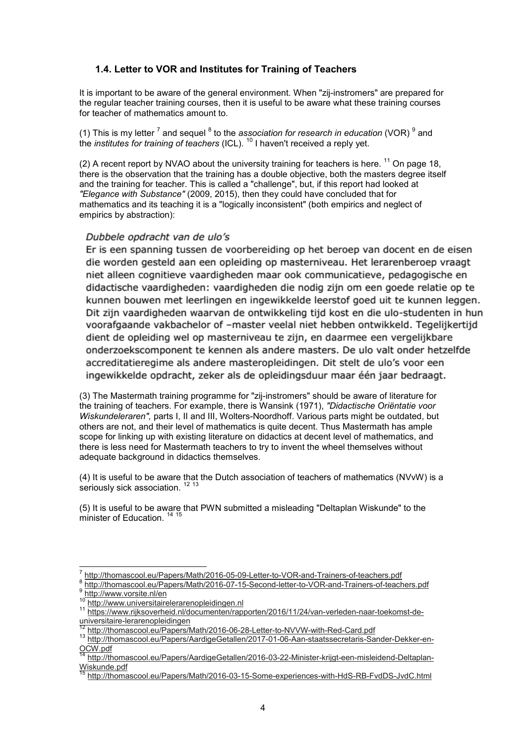### 1.4. Letter to VOR and Institutes for Training of Teachers

It is important to be aware of the general environment. When "zij-instromers" are prepared for the regular teacher training courses, then it is useful to be aware what these training courses for teacher of mathematics amount to.

(1) This is my letter [7] and sequel [8] to the *association for research in education* (VOR) [9] and the *institutes for training of teachers* (ICL). [10] I haven't received a reply yet.

(2) A recent report by NVAO about the university training for teachers is here. [11] On page 18, there is the observation that the training has a double objective, both the masters degree itself and the training for teacher. This is called a "challenge", but, if this report had looked at *"Elegance with Substance"* (2009, 2015), then they could have concluded that for mathematics and its teaching it is a "logically inconsistent" (both empirics and neglect of empirics by abstraction):

> *Dubbele opdracht van de ulo's*
>
> Er is een spanning tussen de voorbereiding op het beroep van docent en de eisen die worden gesteld aan een opleiding op masterniveau. Het lerarenberoep vraagt niet alleen cognitieve vaardigheden maar ook communicatieve, pedagogische en didactische vaardigheden: vaardigheden die nodig zijn om een goede relatie op te kunnen bouwen met leerlingen en ingewikkelde leerstof goed uit te kunnen leggen. Dit zijn vaardigheden waarvan de ontwikkeling tijd kost en die ulo-studenten in hun voorafgaande vakbachelor of –master veelal niet hebben ontwikkeld. Tegelijkertijd dient de opleiding wel op masterniveau te zijn, en daarmee een vergelijkbare onderzoekscomponent te kennen als andere masters. De ulo valt onder hetzelfde accreditatieregime als andere masteropleidingen. Dit stelt de ulo's voor een ingewikkelde opdracht, zeker als de opleidingsduur maar één jaar bedraagt.

(3) The Mastermath training programme for "zij-instromers" should be aware of literature for the training of teachers. For example, there is Wansink (1971), *"Didactische Oriëntatie voor Wiskundeleraren",* parts I, II and III, Wolters-Noordhoff. Various parts might be outdated, but others are not, and their level of mathematics is quite decent. Thus Mastermath has ample scope for linking up with existing literature on didactics at decent level of mathematics, and there is less need for Mastermath teachers to try to invent the wheel themselves without adequate background in didactics themselves.

(4) It is useful to be aware that the Dutch association of teachers of mathematics (NVvW) is a seriously sick association. [12] [13]

(5) It is useful to be aware that PWN submitted a misleading "Deltaplan Wiskunde" to the minister of Education. [14] [15]

---

[7] http://thomascool.eu/Papers/Math/2016-05-09-Letter-to-VOR-and-Trainers-of-teachers.pdf

[8] http://thomascool.eu/Papers/Math/2016-07-15-Second-letter-to-VOR-and-Trainers-of-teachers.pdf

[9] http://www.vorsite.nl/en

[10] http://www.universitairelerarenopleidingen.nl

[11] https://www.rijksoverheid.nl/documenten/rapporten/2016/11/24/van-verleden-naar-toekomst-de-universitaire-lerarenopleidingen

[12] http://thomascool.eu/Papers/Math/2016-06-28-Letter-to-NVVW-with-Red-Card.pdf

[13] http://thomascool.eu/Papers/AardigeGetallen/2017-01-06-Aan-staatssecretaris-Sander-Dekker-en-OCW.pdf

[14] http://thomascool.eu/Papers/AardigeGetallen/2016-03-22-Minister-krijgt-een-misleidend-Deltaplan-Wiskunde.pdf

[15] http://thomascool.eu/Papers/Math/2016-03-15-Some-experiences-with-HdS-RB-FvdDS-JvdC.html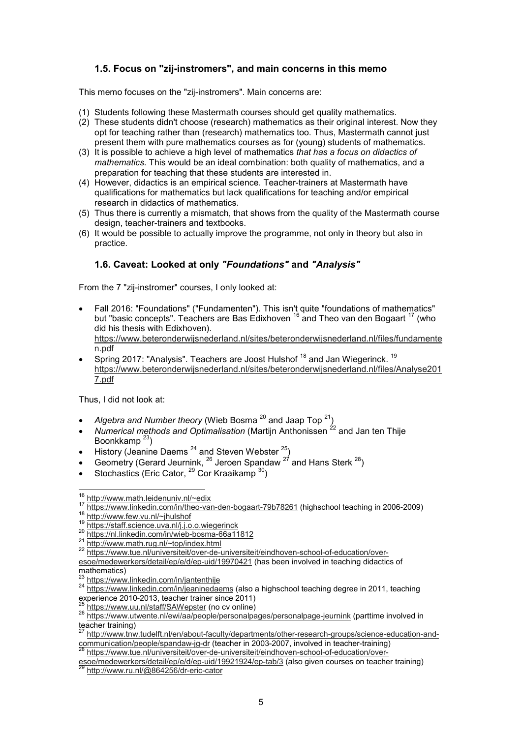### 1.5. Focus on "zij-instromers", and main concerns in this memo

This memo focuses on the "zij-instromers". Main concerns are:

(1) Students following these Mastermath courses should get quality mathematics.
(2) These students didn't choose (research) mathematics as their original interest. Now they opt for teaching rather than (research) mathematics too. Thus, Mastermath cannot just present them with pure mathematics courses as for (young) students of mathematics.
(3) It is possible to achieve a high level of mathematics *that has a focus on didactics of mathematics.* This would be an ideal combination: both quality of mathematics, and a preparation for teaching that these students are interested in.
(4) However, didactics is an empirical science. Teacher-trainers at Mastermath have qualifications for mathematics but lack qualifications for teaching and/or empirical research in didactics of mathematics.
(5) Thus there is currently a mismatch, that shows from the quality of the Mastermath course design, teacher-trainers and textbooks.
(6) It would be possible to actually improve the programme, not only in theory but also in practice.

### 1.6. Caveat: Looked at only *"Foundations"* and *"Analysis"*

From the 7 "zij-instromer" courses, I only looked at:

- Fall 2016: "Foundations" ("Fundamenten"). This isn't quite "foundations of mathematics" but "basic concepts". Teachers are Bas Edixhoven [16] and Theo van den Bogaart [17] (who did his thesis with Edixhoven). https://www.beteronderwijsnederland.nl/sites/beteronderwijsnederland.nl/files/fundamenten.pdf
- Spring 2017: "Analysis". Teachers are Joost Hulshof [18] and Jan Wiegerinck. [19] https://www.beteronderwijsnederland.nl/sites/beteronderwijsnederland.nl/files/Analyse2017.pdf

Thus, I did not look at:

- *Algebra and Number theory* (Wieb Bosma [20] and Jaap Top [21])
- *Numerical methods and Optimalisation* (Martijn Anthonissen [22] and Jan ten Thije Boonkkamp [23])
- History (Jeanine Daems [24] and Steven Webster [25])
- Geometry (Gerard Jeurnink, [26] Jeroen Spandaw [27] and Hans Sterk [28])
- Stochastics (Eric Cator, [29] Cor Kraaikamp [30])

---

[16] http://www.math.leidenuniv.nl/~edix
[17] https://www.linkedin.com/in/theo-van-den-bogaart-79b78261 (highschool teaching in 2006-2009)
[18] http://www.few.vu.nl/~jhulshof
[19] https://staff.science.uva.nl/j.j.o.o.wiegerinck
[20] https://nl.linkedin.com/in/wieb-bosma-66a11812
[21] http://www.math.rug.nl/~top/index.html
[22] https://www.tue.nl/universiteit/over-de-universiteit/eindhoven-school-of-education/over-esoe/medewerkers/detail/ep/e/d/ep-uid/19970421 (has been involved in teaching didactics of mathematics)
[23] https://www.linkedin.com/in/jantenthije
[24] https://www.linkedin.com/in/jeaninedaems (also a highschool teaching degree in 2011, teaching experience 2010-2013, teacher trainer since 2011)
[25] https://www.uu.nl/staff/SAWepster (no cv online)
[26] https://www.utwente.nl/ewi/aa/people/personalpages/personalpage-jeurnink (parttime involved in teacher training)
[27] http://www.tnw.tudelft.nl/en/about-faculty/departments/other-research-groups/science-education-and-communication/people/spandaw-jg-dr (teacher in 2003-2007, involved in teacher-training)
[28] https://www.tue.nl/universiteit/over-de-universiteit/eindhoven-school-of-education/over-esoe/medewerkers/detail/ep/e/d/ep-uid/19921924/ep-tab/3 (also given courses on teacher training)
[29] http://www.ru.nl/@864256/dr-eric-cator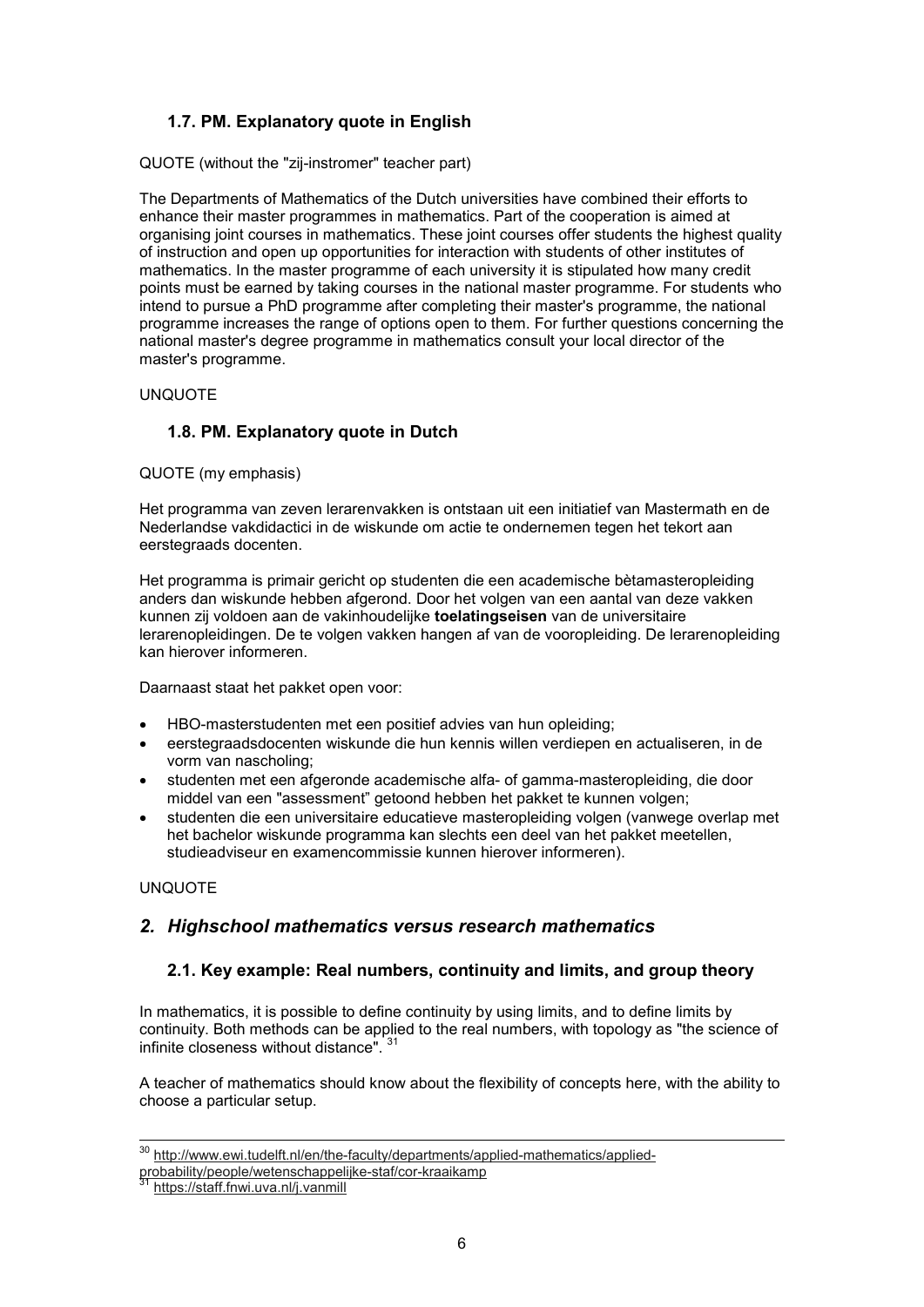### 1.7. PM. Explanatory quote in English

QUOTE (without the "zij-instromer" teacher part)

The Departments of Mathematics of the Dutch universities have combined their efforts to enhance their master programmes in mathematics. Part of the cooperation is aimed at organising joint courses in mathematics. These joint courses offer students the highest quality of instruction and open up opportunities for interaction with students of other institutes of mathematics. In the master programme of each university it is stipulated how many credit points must be earned by taking courses in the national master programme. For students who intend to pursue a PhD programme after completing their master's programme, the national programme increases the range of options open to them. For further questions concerning the national master's degree programme in mathematics consult your local director of the master's programme.

UNQUOTE

### 1.8. PM. Explanatory quote in Dutch

QUOTE (my emphasis)

Het programma van zeven lerarenvakken is ontstaan uit een initiatief van Mastermath en de Nederlandse vakdidactici in de wiskunde om actie te ondernemen tegen het tekort aan eerstegraads docenten.

Het programma is primair gericht op studenten die een academische bètamasteropleiding anders dan wiskunde hebben afgerond. Door het volgen van een aantal van deze vakken kunnen zij voldoen aan de vakinhoudelijke **toelatingseisen** van de universitaire lerarenopleidingen. De te volgen vakken hangen af van de vooropleiding. De lerarenopleiding kan hierover informeren.

Daarnaast staat het pakket open voor:

- HBO-masterstudenten met een positief advies van hun opleiding;
- eerstegraadsdocenten wiskunde die hun kennis willen verdiepen en actualiseren, in de vorm van nascholing;
- studenten met een afgeronde academische alfa- of gamma-masteropleiding, die door middel van een "assessment" getoond hebben het pakket te kunnen volgen;
- studenten die een universitaire educatieve masteropleiding volgen (vanwege overlap met het bachelor wiskunde programma kan slechts een deel van het pakket meetellen, studieadviseur en examencommissie kunnen hierover informeren).

UNQUOTE

## *2. Highschool mathematics versus research mathematics*

### 2.1. Key example: Real numbers, continuity and limits, and group theory

In mathematics, it is possible to define continuity by using limits, and to define limits by continuity. Both methods can be applied to the real numbers, with topology as "the science of infinite closeness without distance". [31]

A teacher of mathematics should know about the flexibility of concepts here, with the ability to choose a particular setup.

---

[30] http://www.ewi.tudelft.nl/en/the-faculty/departments/applied-mathematics/applied-probability/people/wetenschappelijke-staf/cor-kraaikamp

[31] https://staff.fnwi.uva.nl/j.vanmill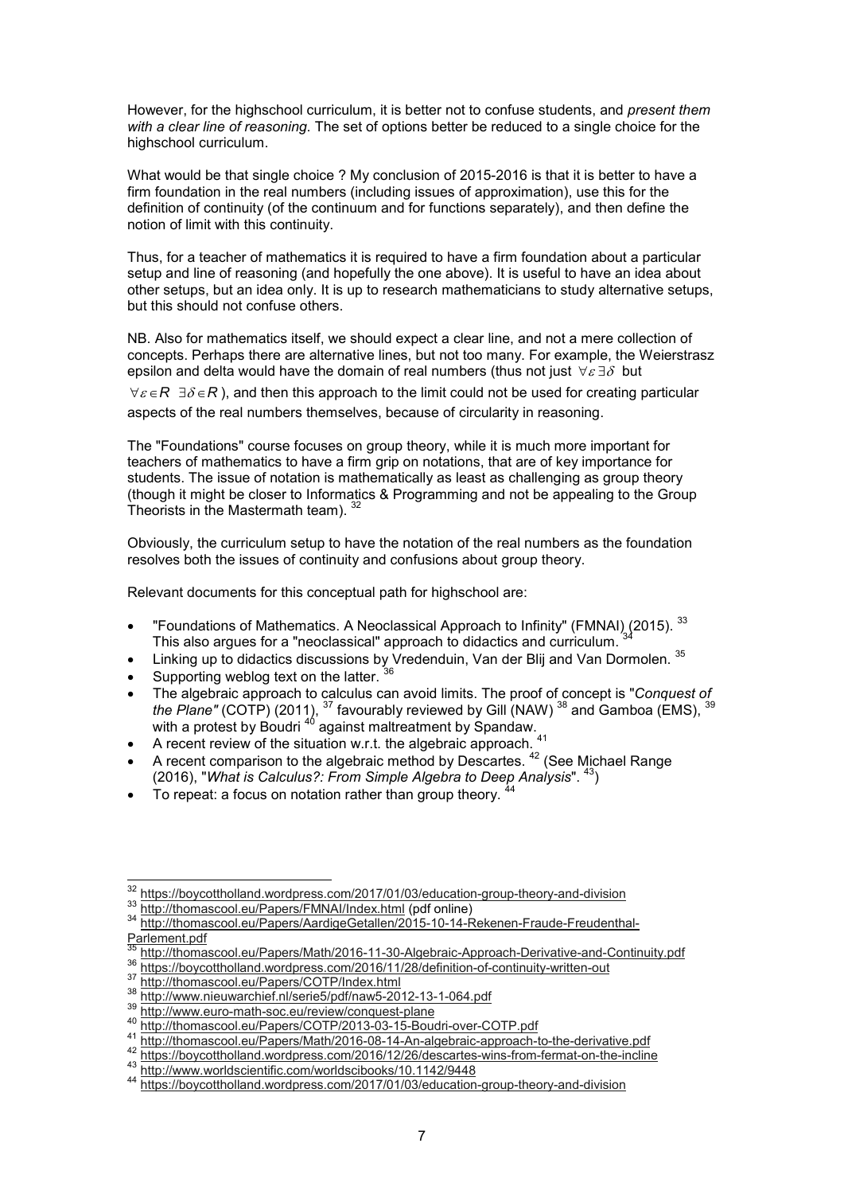However, for the highschool curriculum, it is better not to confuse students, and *present them with a clear line of reasoning*. The set of options better be reduced to a single choice for the highschool curriculum.

What would be that single choice ? My conclusion of 2015-2016 is that it is better to have a firm foundation in the real numbers (including issues of approximation), use this for the definition of continuity (of the continuum and for functions separately), and then define the notion of limit with this continuity.

Thus, for a teacher of mathematics it is required to have a firm foundation about a particular setup and line of reasoning (and hopefully the one above). It is useful to have an idea about other setups, but an idea only. It is up to research mathematicians to study alternative setups, but this should not confuse others.

NB. Also for mathematics itself, we should expect a clear line, and not a mere collection of concepts. Perhaps there are alternative lines, but not too many. For example, the Weierstrasz epsilon and delta would have the domain of real numbers (thus not just $\forall \varepsilon \, \exists \delta$ but $\forall \varepsilon \in R \;\; \exists \delta \in R$ ), and then this approach to the limit could not be used for creating particular aspects of the real numbers themselves, because of circularity in reasoning.

The "Foundations" course focuses on group theory, while it is much more important for teachers of mathematics to have a firm grip on notations, that are of key importance for students. The issue of notation is mathematically as least as challenging as group theory (though it might be closer to Informatics & Programming and not be appealing to the Group Theorists in the Mastermath team). [32]

Obviously, the curriculum setup to have the notation of the real numbers as the foundation resolves both the issues of continuity and confusions about group theory.

Relevant documents for this conceptual path for highschool are:

- "Foundations of Mathematics. A Neoclassical Approach to Infinity" (FMNAI) (2015). [33] This also argues for a "neoclassical" approach to didactics and curriculum. [34]
- Linking up to didactics discussions by Vredenduin, Van der Blij and Van Dormolen. [35]
- Supporting weblog text on the latter. [36]
- The algebraic approach to calculus can avoid limits. The proof of concept is "*Conquest of the Plane"* (COTP) (2011), [37] favourably reviewed by Gill (NAW) [38] and Gamboa (EMS), [39] with a protest by Boudri [40] against maltreatment by Spandaw.
- A recent review of the situation w.r.t. the algebraic approach. [41]
- A recent comparison to the algebraic method by Descartes. [42] (See Michael Range (2016), "*What is Calculus?: From Simple Algebra to Deep Analysis*". [43])
- To repeat: a focus on notation rather than group theory. [44]

---

[32] https://boycottholland.wordpress.com/2017/01/03/education-group-theory-and-division

[33] http://thomascool.eu/Papers/FMNAI/Index.html (pdf online)

[34] http://thomascool.eu/Papers/AardigeGetallen/2015-10-14-Rekenen-Fraude-Freudenthal-Parlement.pdf

[35] http://thomascool.eu/Papers/Math/2016-11-30-Algebraic-Approach-Derivative-and-Continuity.pdf

[36] https://boycottholland.wordpress.com/2016/11/28/definition-of-continuity-written-out

[37] http://thomascool.eu/Papers/COTP/Index.html

[38] http://www.nieuwarchief.nl/serie5/pdf/naw5-2012-13-1-064.pdf

[39] http://www.euro-math-soc.eu/review/conquest-plane

[40] http://thomascool.eu/Papers/COTP/2013-03-15-Boudri-over-COTP.pdf

[41] http://thomascool.eu/Papers/Math/2016-08-14-An-algebraic-approach-to-the-derivative.pdf

[42] https://boycottholland.wordpress.com/2016/12/26/descartes-wins-from-fermat-on-the-incline

[43] http://www.worldscientific.com/worldscibooks/10.1142/9448

[44] https://boycottholland.wordpress.com/2017/01/03/education-group-theory-and-division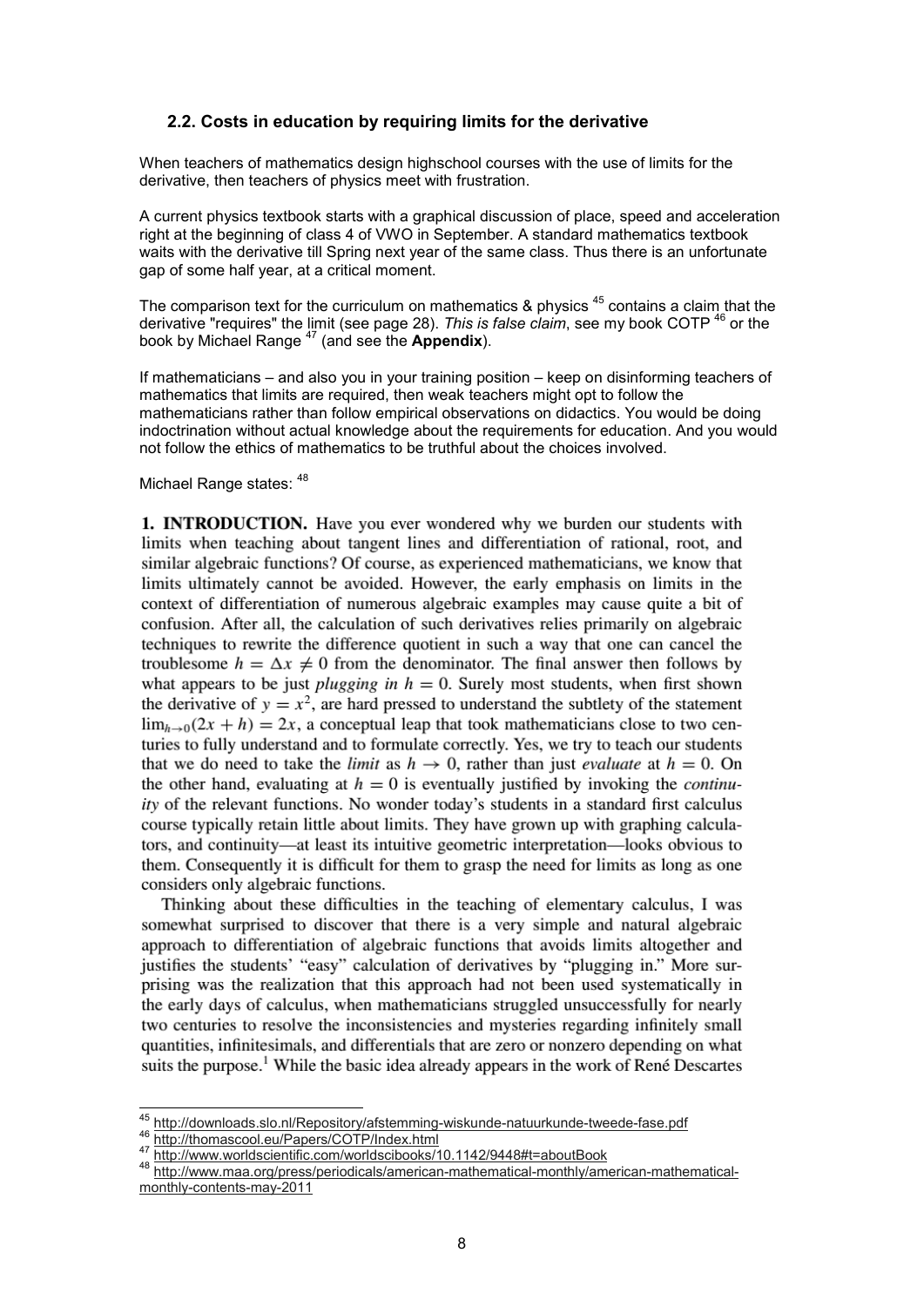### 2.2. Costs in education by requiring limits for the derivative

When teachers of mathematics design highschool courses with the use of limits for the derivative, then teachers of physics meet with frustration.

A current physics textbook starts with a graphical discussion of place, speed and acceleration right at the beginning of class 4 of VWO in September. A standard mathematics textbook waits with the derivative till Spring next year of the same class. Thus there is an unfortunate gap of some half year, at a critical moment.

The comparison text for the curriculum on mathematics & physics [45] contains a claim that the derivative "requires" the limit (see page 28). *This is false claim*, see my book COTP [46] or the book by Michael Range [47] (and see the **Appendix**).

If mathematicians – and also you in your training position – keep on disinforming teachers of mathematics that limits are required, then weak teachers might opt to follow the mathematicians rather than follow empirical observations on didactics. You would be doing indoctrination without actual knowledge about the requirements for education. And you would not follow the ethics of mathematics to be truthful about the choices involved.

Michael Range states: [48]

**1. INTRODUCTION.** Have you ever wondered why we burden our students with limits when teaching about tangent lines and differentiation of rational, root, and similar algebraic functions? Of course, as experienced mathematicians, we know that limits ultimately cannot be avoided. However, the early emphasis on limits in the context of differentiation of numerous algebraic examples may cause quite a bit of confusion. After all, the calculation of such derivatives relies primarily on algebraic techniques to rewrite the difference quotient in such a way that one can cancel the troublesome $h = \Delta x \neq 0$ from the denominator. The final answer then follows by what appears to be just *plugging in* $h = 0$. Surely most students, when first shown the derivative of $y = x^2$, are hard pressed to understand the subtlety of the statement $\lim_{h\to 0}(2x + h) = 2x$, a conceptual leap that took mathematicians close to two centuries to fully understand and to formulate correctly. Yes, we try to teach our students that we do need to take the *limit* as $h \to 0$, rather than just *evaluate* at $h = 0$. On the other hand, evaluating at $h = 0$ is eventually justified by invoking the *continuity* of the relevant functions. No wonder today's students in a standard first calculus course typically retain little about limits. They have grown up with graphing calculators, and continuity—at least its intuitive geometric interpretation—looks obvious to them. Consequently it is difficult for them to grasp the need for limits as long as one considers only algebraic functions.

Thinking about these difficulties in the teaching of elementary calculus, I was somewhat surprised to discover that there is a very simple and natural algebraic approach to differentiation of algebraic functions that avoids limits altogether and justifies the students' "easy" calculation of derivatives by "plugging in." More surprising was the realization that this approach had not been used systematically in the early days of calculus, when mathematicians struggled unsuccessfully for nearly two centuries to resolve the inconsistencies and mysteries regarding infinitely small quantities, infinitesimals, and differentials that are zero or nonzero depending on what suits the purpose.[1] While the basic idea already appears in the work of René Descartes

---

[45] http://downloads.slo.nl/Repository/afstemming-wiskunde-natuurkunde-tweede-fase.pdf

[46] http://thomascool.eu/Papers/COTP/Index.html

[47] http://www.worldscientific.com/worldscibooks/10.1142/9448#t=aboutBook

[48] http://www.maa.org/press/periodicals/american-mathematical-monthly/american-mathematical-monthly-contents-may-2011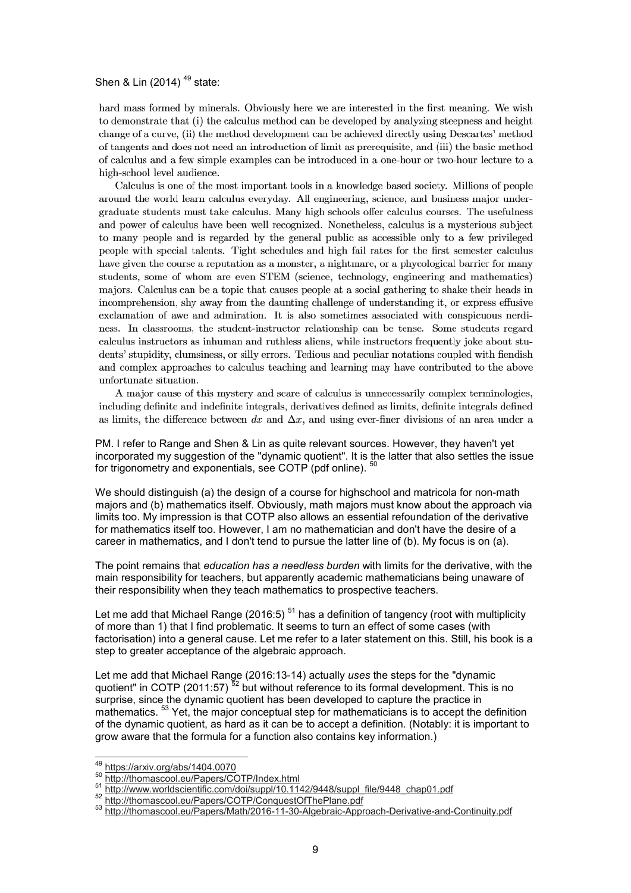Shen & Lin (2014) [49] state:

> hard mass formed by minerals. Obviously here we are interested in the first meaning. We wish to demonstrate that (i) the calculus method can be developed by analyzing steepness and height change of a curve, (ii) the method development can be achieved directly using Descartes' method of tangents and does not need an introduction of limit as prerequisite, and (iii) the basic method of calculus and a few simple examples can be introduced in a one-hour or two-hour lecture to a high-school level audience.
>
> Calculus is one of the most important tools in a knowledge based society. Millions of people around the world learn calculus everyday. All engineering, science, and business major undergraduate students must take calculus. Many high schools offer calculus courses. The usefulness and power of calculus have been well recognized. Nonetheless, calculus is a mysterious subject to many people and is regarded by the general public as accessible only to a few privileged people with special talents. Tight schedules and high fail rates for the first semester calculus have given the course a reputation as a monster, a nightmare, or a phycological barrier for many students, some of whom are even STEM (science, technology, engineering and mathematics) majors. Calculus can be a topic that causes people at a social gathering to shake their heads in incomprehension, shy away from the daunting challenge of understanding it, or express effusive exclamation of awe and admiration. It is also sometimes associated with conspicuous nerdiness. In classrooms, the student-instructor relationship can be tense. Some students regard calculus instructors as inhuman and ruthless aliens, while instructors frequently joke about students' stupidity, clumsiness, or silly errors. Tedious and peculiar notations coupled with fiendish and complex approaches to calculus teaching and learning may have contributed to the above unfortunate situation.
>
> A major cause of this mystery and scare of calculus is unnecessarily complex terminologies, including definite and indefinite integrals, derivatives defined as limits, definite integrals defined as limits, the difference between $dx$ and $\Delta x$, and using ever-finer divisions of an area under a

PM. I refer to Range and Shen & Lin as quite relevant sources. However, they haven't yet incorporated my suggestion of the "dynamic quotient". It is the latter that also settles the issue for trigonometry and exponentials, see COTP (pdf online). [50]

We should distinguish (a) the design of a course for highschool and matricola for non-math majors and (b) mathematics itself. Obviously, math majors must know about the approach via limits too. My impression is that COTP also allows an essential refoundation of the derivative for mathematics itself too. However, I am no mathematician and don't have the desire of a career in mathematics, and I don't tend to pursue the latter line of (b). My focus is on (a).

The point remains that *education has a needless burden* with limits for the derivative, with the main responsibility for teachers, but apparently academic mathematicians being unaware of their responsibility when they teach mathematics to prospective teachers.

Let me add that Michael Range (2016:5) [51] has a definition of tangency (root with multiplicity of more than 1) that I find problematic. It seems to turn an effect of some cases (with factorisation) into a general cause. Let me refer to a later statement on this. Still, his book is a step to greater acceptance of the algebraic approach.

Let me add that Michael Range (2016:13-14) actually *uses* the steps for the "dynamic quotient" in COTP (2011:57) [52] but without reference to its formal development. This is no surprise, since the dynamic quotient has been developed to capture the practice in mathematics. [53] Yet, the major conceptual step for mathematicians is to accept the definition of the dynamic quotient, as hard as it can be to accept a definition. (Notably: it is important to grow aware that the formula for a function also contains key information.)

---

[49] https://arxiv.org/abs/1404.0070

[50] http://thomascool.eu/Papers/COTP/Index.html

[51] http://www.worldscientific.com/doi/suppl/10.1142/9448/suppl_file/9448_chap01.pdf

[52] http://thomascool.eu/Papers/COTP/ConquestOfThePlane.pdf

[53] http://thomascool.eu/Papers/Math/2016-11-30-Algebraic-Approach-Derivative-and-Continuity.pdf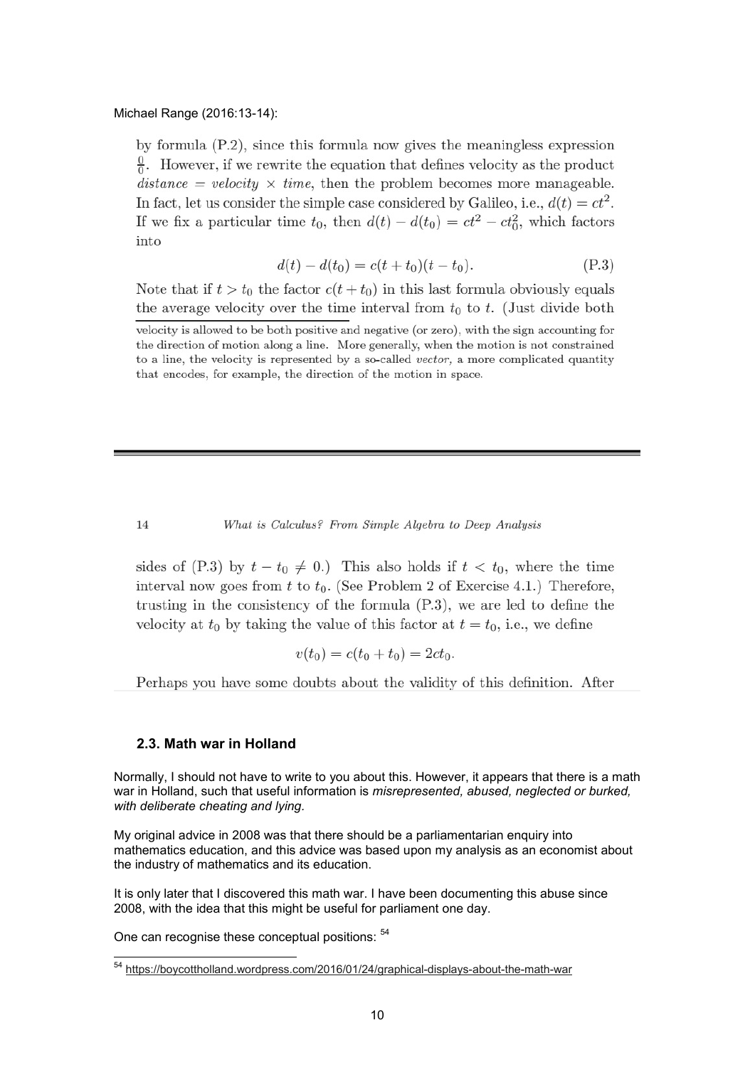Michael Range (2016:13-14):

> by formula (P.2), since this formula now gives the meaningless expression $\frac{0}{0}$. However, if we rewrite the equation that defines velocity as the product *distance* = *velocity* × *time*, then the problem becomes more manageable. In fact, let us consider the simple case considered by Galileo, i.e., $d(t) = ct^2$. If we fix a particular time $t_0$, then $d(t) - d(t_0) = ct^2 - ct_0^2$, which factors into
>
> $$d(t) - d(t_0) = c(t + t_0)(t - t_0). \tag{P.3}$$
>
> Note that if $t > t_0$ the factor $c(t + t_0)$ in this last formula obviously equals the average velocity over the time interval from $t_0$ to $t$. (Just divide both
>
> velocity is allowed to be both positive and negative (or zero), with the sign accounting for the direction of motion along a line. More generally, when the motion is not constrained to a line, the velocity is represented by a so-called *vector*, a more complicated quantity that encodes, for example, the direction of the motion in space.
>
> 14 *What is Calculus? From Simple Algebra to Deep Analysis*
>
> sides of (P.3) by $t - t_0 \neq 0$.) This also holds if $t < t_0$, where the time interval now goes from $t$ to $t_0$. (See Problem 2 of Exercise 4.1.) Therefore, trusting in the consistency of the formula (P.3), we are led to define the velocity at $t_0$ by taking the value of this factor at $t = t_0$, i.e., we define
>
> $$v(t_0) = c(t_0 + t_0) = 2ct_0.$$
>
> Perhaps you have some doubts about the validity of this definition. After

### 2.3. Math war in Holland

Normally, I should not have to write to you about this. However, it appears that there is a math war in Holland, such that useful information is ***misrepresented, abused, neglected or burked, with deliberate cheating and lying.***

My original advice in 2008 was that there should be a parliamentarian enquiry into mathematics education, and this advice was based upon my analysis as an economist about the industry of mathematics and its education.

It is only later that I discovered this math war. I have been documenting this abuse since 2008, with the idea that this might be useful for parliament one day.

One can recognise these conceptual positions: [54]

[54] https://boycottholland.wordpress.com/2016/01/24/graphical-displays-about-the-math-war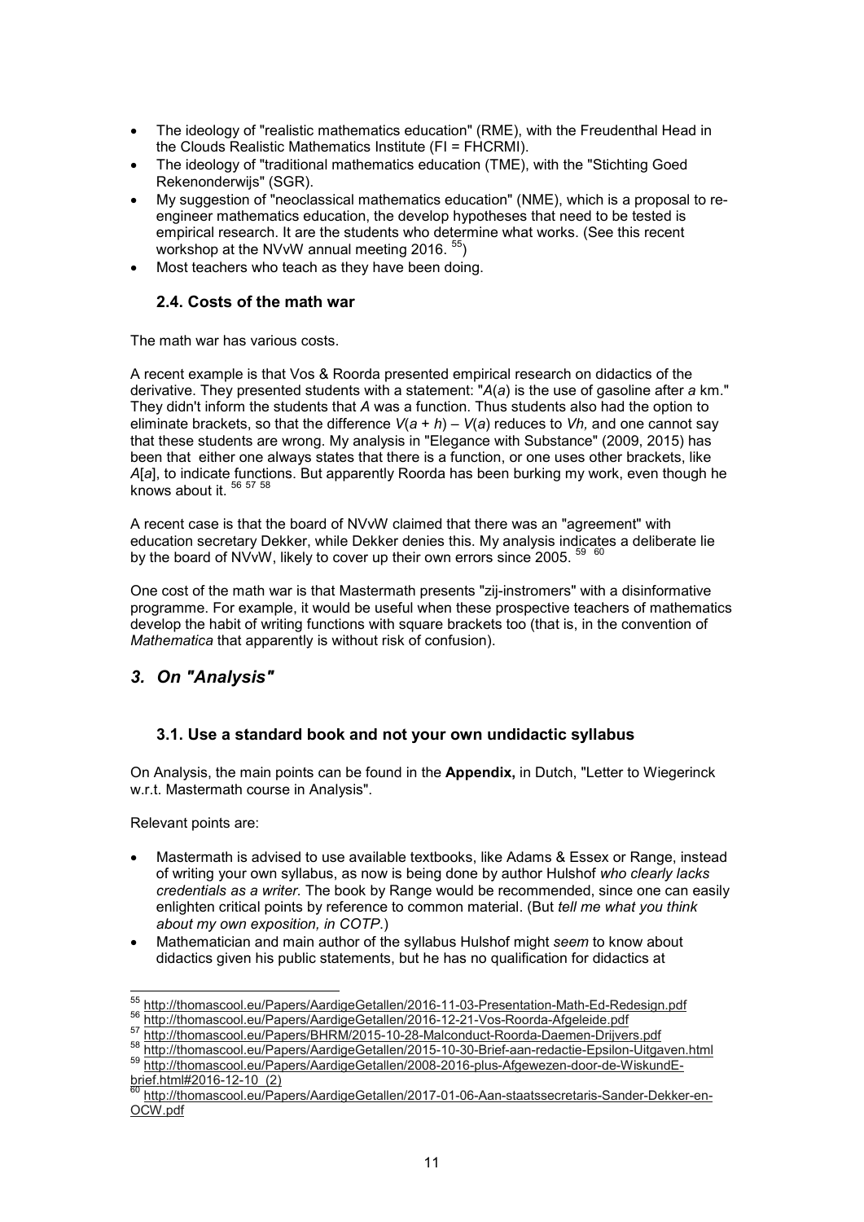- The ideology of "realistic mathematics education" (RME), with the Freudenthal Head in the Clouds Realistic Mathematics Institute (FI = FHCRMI).
- The ideology of "traditional mathematics education (TME), with the "Stichting Goed Rekenonderwijs" (SGR).
- My suggestion of "neoclassical mathematics education" (NME), which is a proposal to re-engineer mathematics education, the develop hypotheses that need to be tested is empirical research. It are the students who determine what works. (See this recent workshop at the NVvW annual meeting 2016. [55])
- Most teachers who teach as they have been doing.

### 2.4. Costs of the math war

The math war has various costs.

A recent example is that Vos & Roorda presented empirical research on didactics of the derivative. They presented students with a statement: "$A(a)$ is the use of gasoline after $a$ km." They didn't inform the students that $A$ was a function. Thus students also had the option to eliminate brackets, so that the difference $V(a + h) – V(a)$ reduces to $Vh,$ and one cannot say that these students are wrong. My analysis in "Elegance with Substance" (2009, 2015) has been that either one always states that there is a function, or one uses other brackets, like $A[a]$, to indicate functions. But apparently Roorda has been burking my work, even though he knows about it. [56] [57] [58]

A recent case is that the board of NVvW claimed that there was an "agreement" with education secretary Dekker, while Dekker denies this. My analysis indicates a deliberate lie by the board of NVvW, likely to cover up their own errors since 2005. [59] [60]

One cost of the math war is that Mastermath presents "zij-instromers" with a disinformative programme. For example, it would be useful when these prospective teachers of mathematics develop the habit of writing functions with square brackets too (that is, in the convention of *Mathematica* that apparently is without risk of confusion).

## *3. On "Analysis"*

### 3.1. Use a standard book and not your own undidactic syllabus

On Analysis, the main points can be found in the **Appendix,** in Dutch, "Letter to Wiegerinck w.r.t. Mastermath course in Analysis".

Relevant points are:

- Mastermath is advised to use available textbooks, like Adams & Essex or Range, instead of writing your own syllabus, as now is being done by author Hulshof *who clearly lacks credentials as a writer.* The book by Range would be recommended, since one can easily enlighten critical points by reference to common material. (But *tell me what you think about my own exposition, in COTP.*)
- Mathematician and main author of the syllabus Hulshof might *seem* to know about didactics given his public statements, but he has no qualification for didactics at

[55] http://thomascool.eu/Papers/AardigeGetallen/2016-11-03-Presentation-Math-Ed-Redesign.pdf
[56] http://thomascool.eu/Papers/AardigeGetallen/2016-12-21-Vos-Roorda-Afgeleide.pdf
[57] http://thomascool.eu/Papers/BHRM/2015-10-28-Malconduct-Roorda-Daemen-Drijvers.pdf
[58] http://thomascool.eu/Papers/AardigeGetallen/2015-10-30-Brief-aan-redactie-Epsilon-Uitgaven.html
[59] http://thomascool.eu/Papers/AardigeGetallen/2008-2016-plus-Afgewezen-door-de-WiskundE-brief.html#2016-12-10_(2)
[60] http://thomascool.eu/Papers/AardigeGetallen/2017-01-06-Aan-staatssecretaris-Sander-Dekker-en-OCW.pdf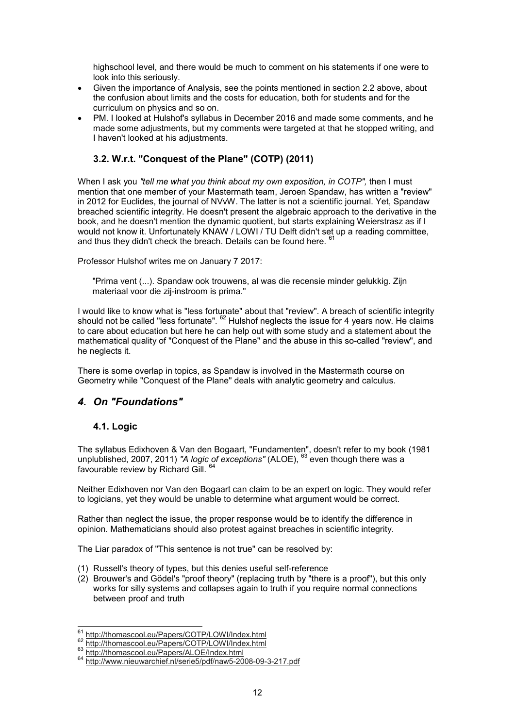highschool level, and there would be much to comment on his statements if one were to look into this seriously.

- Given the importance of Analysis, see the points mentioned in section 2.2 above, about the confusion about limits and the costs for education, both for students and for the curriculum on physics and so on.
- PM. I looked at Hulshof's syllabus in December 2016 and made some comments, and he made some adjustments, but my comments were targeted at that he stopped writing, and I haven't looked at his adjustments.

### 3.2. W.r.t. "Conquest of the Plane" (COTP) (2011)

When I ask you *"tell me what you think about my own exposition, in COTP",* then I must mention that one member of your Mastermath team, Jeroen Spandaw, has written a "review" in 2012 for Euclides, the journal of NVvW. The latter is not a scientific journal. Yet, Spandaw breached scientific integrity. He doesn't present the algebraic approach to the derivative in the book, and he doesn't mention the dynamic quotient, but starts explaining Weierstrasz as if I would not know it. Unfortunately KNAW / LOWI / TU Delft didn't set up a reading committee, and thus they didn't check the breach. Details can be found here. [61]

Professor Hulshof writes me on January 7 2017:

> "Prima vent (...). Spandaw ook trouwens, al was die recensie minder gelukkig. Zijn materiaal voor die zij-instroom is prima."

I would like to know what is "less fortunate" about that "review". A breach of scientific integrity should not be called "less fortunate". [62] Hulshof neglects the issue for 4 years now. He claims to care about education but here he can help out with some study and a statement about the mathematical quality of "Conquest of the Plane" and the abuse in this so-called "review", and he neglects it.

There is some overlap in topics, as Spandaw is involved in the Mastermath course on Geometry while "Conquest of the Plane" deals with analytic geometry and calculus.

## *4. On "Foundations"*

### 4.1. Logic

The syllabus Edixhoven & Van den Bogaart, "Fundamenten", doesn't refer to my book (1981 unplublished, 2007, 2011) *"A logic of exceptions"* (ALOE), [63] even though there was a favourable review by Richard Gill. [64]

Neither Edixhoven nor Van den Bogaart can claim to be an expert on logic. They would refer to logicians, yet they would be unable to determine what argument would be correct.

Rather than neglect the issue, the proper response would be to identify the difference in opinion. Mathematicians should also protest against breaches in scientific integrity.

The Liar paradox of "This sentence is not true" can be resolved by:

(1) Russell's theory of types, but this denies useful self-reference
(2) Brouwer's and Gödel's "proof theory" (replacing truth by "there is a proof"), but this only works for silly systems and collapses again to truth if you require normal connections between proof and truth

---

[61] http://thomascool.eu/Papers/COTP/LOWI/Index.html
[62] http://thomascool.eu/Papers/COTP/LOWI/Index.html
[63] http://thomascool.eu/Papers/ALOE/Index.html
[64] http://www.nieuwarchief.nl/serie5/pdf/naw5-2008-09-3-217.pdf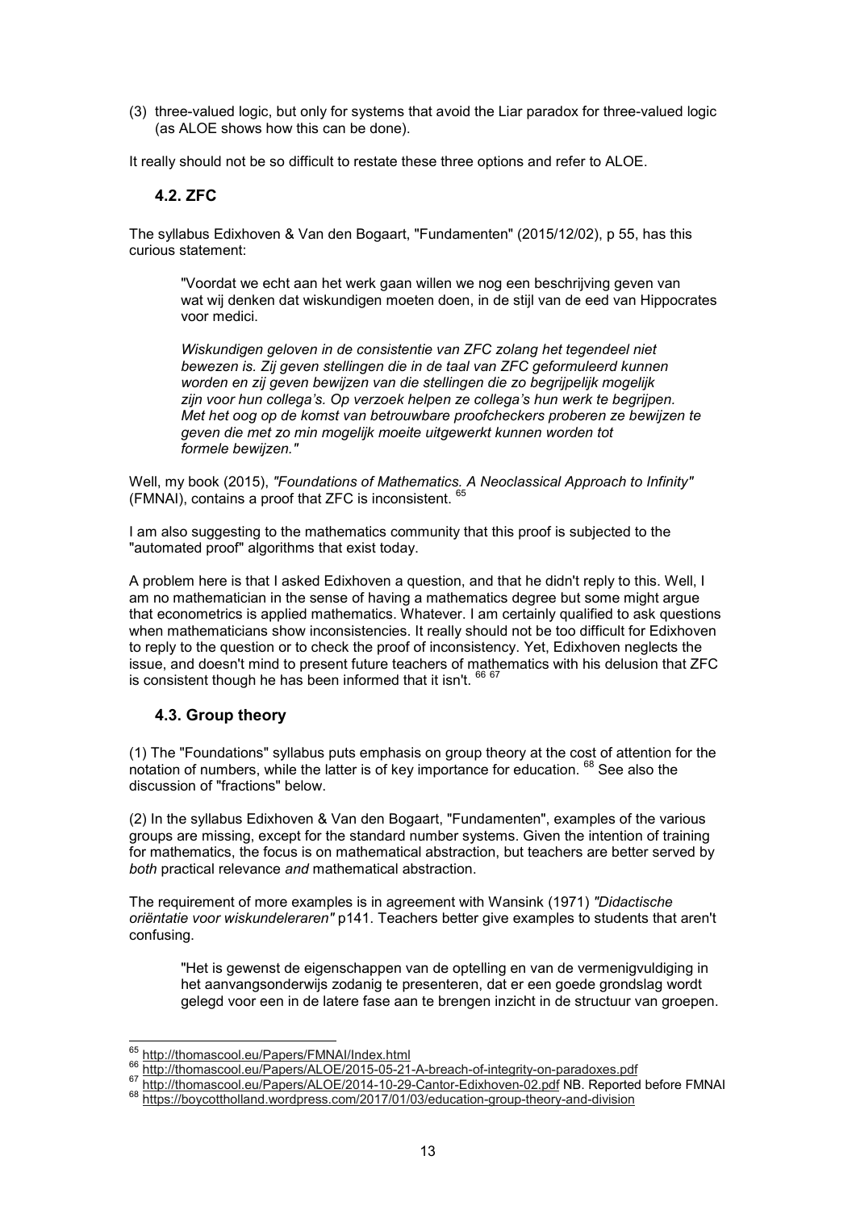(3) three-valued logic, but only for systems that avoid the Liar paradox for three-valued logic (as ALOE shows how this can be done).

It really should not be so difficult to restate these three options and refer to ALOE.

### 4.2. ZFC

The syllabus Edixhoven & Van den Bogaart, "Fundamenten" (2015/12/02), p 55, has this curious statement:

> "Voordat we echt aan het werk gaan willen we nog een beschrijving geven van wat wij denken dat wiskundigen moeten doen, in de stijl van de eed van Hippocrates voor medici.
>
> *Wiskundigen geloven in de consistentie van ZFC zolang het tegendeel niet bewezen is. Zij geven stellingen die in de taal van ZFC geformuleerd kunnen worden en zij geven bewijzen van die stellingen die zo begrijpelijk mogelijk zijn voor hun collega's. Op verzoek helpen ze collega's hun werk te begrijpen. Met het oog op de komst van betrouwbare proofcheckers proberen ze bewijzen te geven die met zo min mogelijk moeite uitgewerkt kunnen worden tot formele bewijzen."*

Well, my book (2015), *"Foundations of Mathematics. A Neoclassical Approach to Infinity"* (FMNAI), contains a proof that ZFC is inconsistent. [65]

I am also suggesting to the mathematics community that this proof is subjected to the "automated proof" algorithms that exist today.

A problem here is that I asked Edixhoven a question, and that he didn't reply to this. Well, I am no mathematician in the sense of having a mathematics degree but some might argue that econometrics is applied mathematics. Whatever. I am certainly qualified to ask questions when mathematicians show inconsistencies. It really should not be too difficult for Edixhoven to reply to the question or to check the proof of inconsistency. Yet, Edixhoven neglects the issue, and doesn't mind to present future teachers of mathematics with his delusion that ZFC is consistent though he has been informed that it isn't. [66] [67]

### 4.3. Group theory

(1) The "Foundations" syllabus puts emphasis on group theory at the cost of attention for the notation of numbers, while the latter is of key importance for education. [68] See also the discussion of "fractions" below.

(2) In the syllabus Edixhoven & Van den Bogaart, "Fundamenten", examples of the various groups are missing, except for the standard number systems. Given the intention of training for mathematics, the focus is on mathematical abstraction, but teachers are better served by *both* practical relevance *and* mathematical abstraction.

The requirement of more examples is in agreement with Wansink (1971) *"Didactische oriëntatie voor wiskundeleraren"* p141. Teachers better give examples to students that aren't confusing.

> "Het is gewenst de eigenschappen van de optelling en van de vermenigvuldiging in het aanvangsonderwijs zodanig te presenteren, dat er een goede grondslag wordt gelegd voor een in de latere fase aan te brengen inzicht in de structuur van groepen.

---

[65] http://thomascool.eu/Papers/FMNAI/Index.html

[66] http://thomascool.eu/Papers/ALOE/2015-05-21-A-breach-of-integrity-on-paradoxes.pdf

[67] http://thomascool.eu/Papers/ALOE/2014-10-29-Cantor-Edixhoven-02.pdf NB. Reported before FMNAI

[68] https://boycottholland.wordpress.com/2017/01/03/education-group-theory-and-division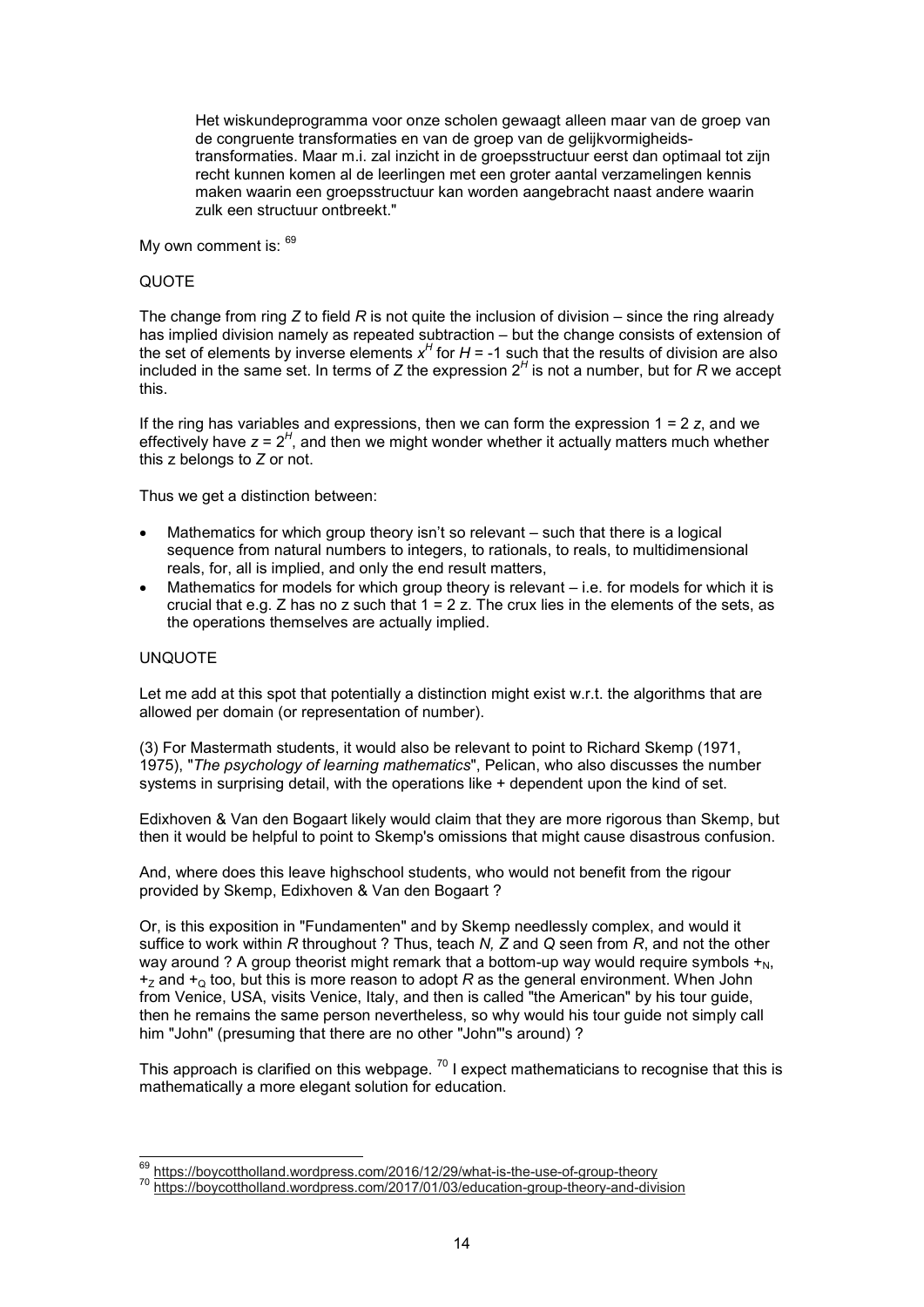> Het wiskundeprogramma voor onze scholen gewaagt alleen maar van de groep van de congruente transformaties en van de groep van de gelijkvormigheids-transformaties. Maar m.i. zal inzicht in de groepsstructuur eerst dan optimaal tot zijn recht kunnen komen al de leerlingen met een groter aantal verzamelingen kennis maken waarin een groepsstructuur kan worden aangebracht naast andere waarin zulk een structuur ontbreekt."

My own comment is: [69]

QUOTE

The change from ring *Z* to field *R* is not quite the inclusion of division – since the ring already has implied division namely as repeated subtraction – but the change consists of extension of the set of elements by inverse elements $x^H$ for $H = -1$ such that the results of division are also included in the same set. In terms of *Z* the expression $2^H$ is not a number, but for *R* we accept this.

If the ring has variables and expressions, then we can form the expression $1 = 2\ z$, and we effectively have $z = 2^H$, and then we might wonder whether it actually matters much whether this *z* belongs to *Z* or not.

Thus we get a distinction between:

- Mathematics for which group theory isn't so relevant – such that there is a logical sequence from natural numbers to integers, to rationals, to reals, to multidimensional reals, for, all is implied, and only the end result matters,
- Mathematics for models for which group theory is relevant – i.e. for models for which it is crucial that e.g. Z has no z such that $1 = 2\ z$. The crux lies in the elements of the sets, as the operations themselves are actually implied.

UNQUOTE

Let me add at this spot that potentially a distinction might exist w.r.t. the algorithms that are allowed per domain (or representation of number).

(3) For Mastermath students, it would also be relevant to point to Richard Skemp (1971, 1975), "*The psychology of learning mathematics*", Pelican, who also discusses the number systems in surprising detail, with the operations like + dependent upon the kind of set.

Edixhoven & Van den Bogaart likely would claim that they are more rigorous than Skemp, but then it would be helpful to point to Skemp's omissions that might cause disastrous confusion.

And, where does this leave highschool students, who would not benefit from the rigour provided by Skemp, Edixhoven & Van den Bogaart ?

Or, is this exposition in "Fundamenten" and by Skemp needlessly complex, and would it suffice to work within *R* throughout ? Thus, teach *N, Z* and *Q* seen from *R*, and not the other way around ? A group theorist might remark that a bottom-up way would require symbols $+_N$, $+_Z$ and $+_Q$ too, but this is more reason to adopt *R* as the general environment. When John from Venice, USA, visits Venice, Italy, and then is called "the American" by his tour guide, then he remains the same person nevertheless, so why would his tour guide not simply call him "John" (presuming that there are no other "John"'s around) ?

This approach is clarified on this webpage. [70] I expect mathematicians to recognise that this is mathematically a more elegant solution for education.

---

[69] https://boycottholland.wordpress.com/2016/12/29/what-is-the-use-of-group-theory

[70] https://boycottholland.wordpress.com/2017/01/03/education-group-theory-and-division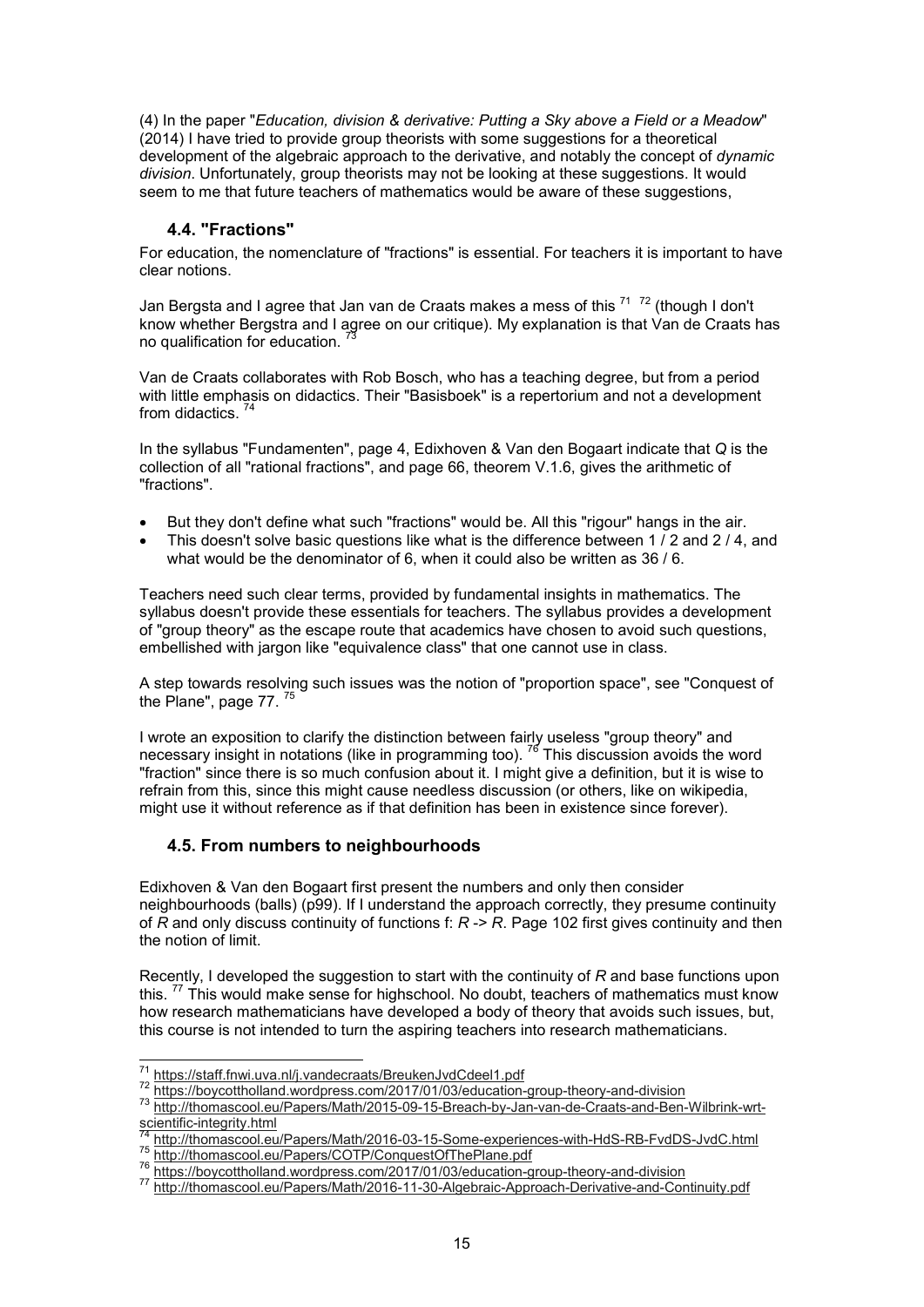(4) In the paper "*Education, division & derivative: Putting a Sky above a Field or a Meadow*" (2014) I have tried to provide group theorists with some suggestions for a theoretical development of the algebraic approach to the derivative, and notably the concept of *dynamic division*. Unfortunately, group theorists may not be looking at these suggestions. It would seem to me that future teachers of mathematics would be aware of these suggestions,

### 4.4. "Fractions"

For education, the nomenclature of "fractions" is essential. For teachers it is important to have clear notions.

Jan Bergsta and I agree that Jan van de Craats makes a mess of this [71] [72] (though I don't know whether Bergstra and I agree on our critique). My explanation is that Van de Craats has no qualification for education. [73]

Van de Craats collaborates with Rob Bosch, who has a teaching degree, but from a period with little emphasis on didactics. Their "Basisboek" is a repertorium and not a development from didactics. [74]

In the syllabus "Fundamenten", page 4, Edixhoven & Van den Bogaart indicate that *Q* is the collection of all "rational fractions", and page 66, theorem V.1.6, gives the arithmetic of "fractions".

- But they don't define what such "fractions" would be. All this "rigour" hangs in the air.
- This doesn't solve basic questions like what is the difference between 1 / 2 and 2 / 4, and what would be the denominator of 6, when it could also be written as 36 / 6.

Teachers need such clear terms, provided by fundamental insights in mathematics. The syllabus doesn't provide these essentials for teachers. The syllabus provides a development of "group theory" as the escape route that academics have chosen to avoid such questions, embellished with jargon like "equivalence class" that one cannot use in class.

A step towards resolving such issues was the notion of "proportion space", see "Conquest of the Plane", page 77. [75]

I wrote an exposition to clarify the distinction between fairly useless "group theory" and necessary insight in notations (like in programming too). [76] This discussion avoids the word "fraction" since there is so much confusion about it. I might give a definition, but it is wise to refrain from this, since this might cause needless discussion (or others, like on wikipedia, might use it without reference as if that definition has been in existence since forever).

### 4.5. From numbers to neighbourhoods

Edixhoven & Van den Bogaart first present the numbers and only then consider neighbourhoods (balls) (p99). If I understand the approach correctly, they presume continuity of *R* and only discuss continuity of functions f: *R* -> *R*. Page 102 first gives continuity and then the notion of limit.

Recently, I developed the suggestion to start with the continuity of *R* and base functions upon this. [77] This would make sense for highschool. No doubt, teachers of mathematics must know how research mathematicians have developed a body of theory that avoids such issues, but, this course is not intended to turn the aspiring teachers into research mathematicians.

---

[71] https://staff.fnwi.uva.nl/j.vandecraats/BreukenJvdCdeel1.pdf

[72] https://boycottholland.wordpress.com/2017/01/03/education-group-theory-and-division

[73] http://thomascool.eu/Papers/Math/2015-09-15-Breach-by-Jan-van-de-Craats-and-Ben-Wilbrink-wrt-scientific-integrity.html

[74] http://thomascool.eu/Papers/Math/2016-03-15-Some-experiences-with-HdS-RB-FvdDS-JvdC.html

[75] http://thomascool.eu/Papers/COTP/ConquestOfThePlane.pdf

[76] https://boycottholland.wordpress.com/2017/01/03/education-group-theory-and-division

[77] http://thomascool.eu/Papers/Math/2016-11-30-Algebraic-Approach-Derivative-and-Continuity.pdf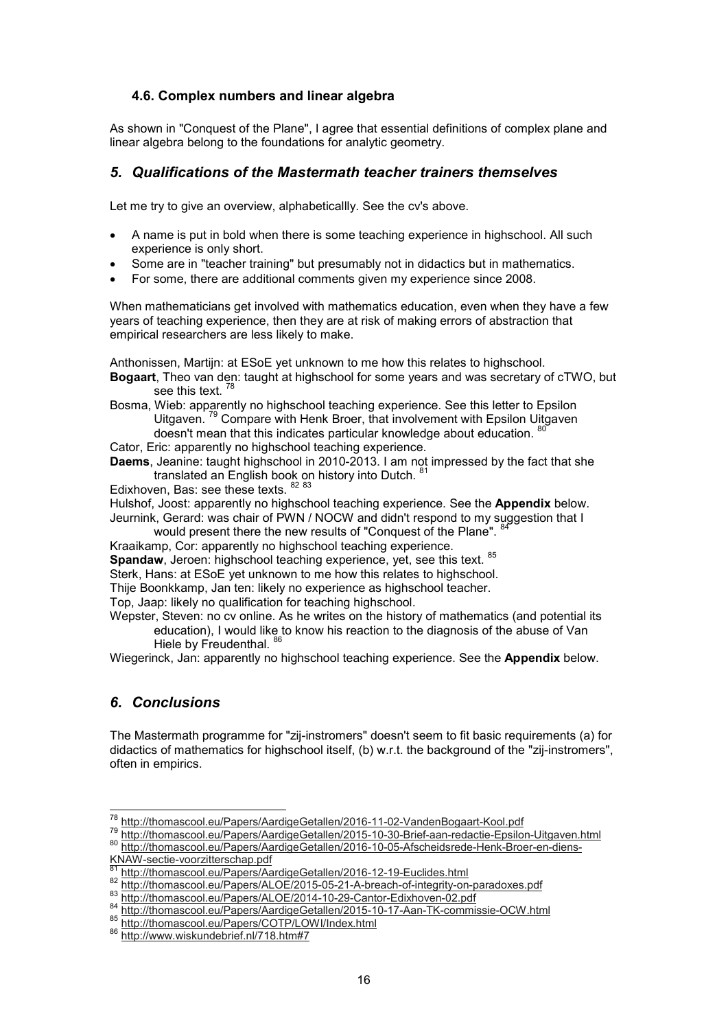### 4.6. Complex numbers and linear algebra

As shown in "Conquest of the Plane", I agree that essential definitions of complex plane and linear algebra belong to the foundations for analytic geometry.

## *5. Qualifications of the Mastermath teacher trainers themselves*

Let me try to give an overview, alphabeticallly. See the cv's above.

- A name is put in bold when there is some teaching experience in highschool. All such experience is only short.
- Some are in "teacher training" but presumably not in didactics but in mathematics.
- For some, there are additional comments given my experience since 2008.

When mathematicians get involved with mathematics education, even when they have a few years of teaching experience, then they are at risk of making errors of abstraction that empirical researchers are less likely to make.

Anthonissen, Martijn: at ESoE yet unknown to me how this relates to highschool.
**Bogaart**, Theo van den: taught at highschool for some years and was secretary of cTWO, but see this text. [78]
Bosma, Wieb: apparently no highschool teaching experience. See this letter to Epsilon Uitgaven. [79] Compare with Henk Broer, that involvement with Epsilon Uitgaven doesn't mean that this indicates particular knowledge about education. [80]
Cator, Eric: apparently no highschool teaching experience.
**Daems**, Jeanine: taught highschool in 2010-2013. I am not impressed by the fact that she translated an English book on history into Dutch. [81]
Edixhoven, Bas: see these texts. [82] [83]
Hulshof, Joost: apparently no highschool teaching experience. See the **Appendix** below.
Jeurnink, Gerard: was chair of PWN / NOCW and didn't respond to my suggestion that I would present there the new results of "Conquest of the Plane". [84]
Kraaikamp, Cor: apparently no highschool teaching experience.
**Spandaw**, Jeroen: highschool teaching experience, yet, see this text. [85]
Sterk, Hans: at ESoE yet unknown to me how this relates to highschool.
Thije Boonkkamp, Jan ten: likely no experience as highschool teacher.
Top, Jaap: likely no qualification for teaching highschool.
Wepster, Steven: no cv online. As he writes on the history of mathematics (and potential its education), I would like to know his reaction to the diagnosis of the abuse of Van Hiele by Freudenthal. [86]
Wiegerinck, Jan: apparently no highschool teaching experience. See the **Appendix** below.

## *6. Conclusions*

The Mastermath programme for "zij-instromers" doesn't seem to fit basic requirements (a) for didactics of mathematics for highschool itself, (b) w.r.t. the background of the "zij-instromers", often in empirics.

---

[78] http://thomascool.eu/Papers/AardigeGetallen/2016-11-02-VandenBogaart-Kool.pdf
[79] http://thomascool.eu/Papers/AardigeGetallen/2015-10-30-Brief-aan-redactie-Epsilon-Uitgaven.html
[80] http://thomascool.eu/Papers/AardigeGetallen/2016-10-05-Afscheidsrede-Henk-Broer-en-diens-KNAW-sectie-voorzitterschap.pdf
[81] http://thomascool.eu/Papers/AardigeGetallen/2016-12-19-Euclides.html
[82] http://thomascool.eu/Papers/ALOE/2015-05-21-A-breach-of-integrity-on-paradoxes.pdf
[83] http://thomascool.eu/Papers/ALOE/2014-10-29-Cantor-Edixhoven-02.pdf
[84] http://thomascool.eu/Papers/AardigeGetallen/2015-10-17-Aan-TK-commissie-OCW.html
[85] http://thomascool.eu/Papers/COTP/LOWI/Index.html
[86] http://www.wiskundebrief.nl/718.htm#7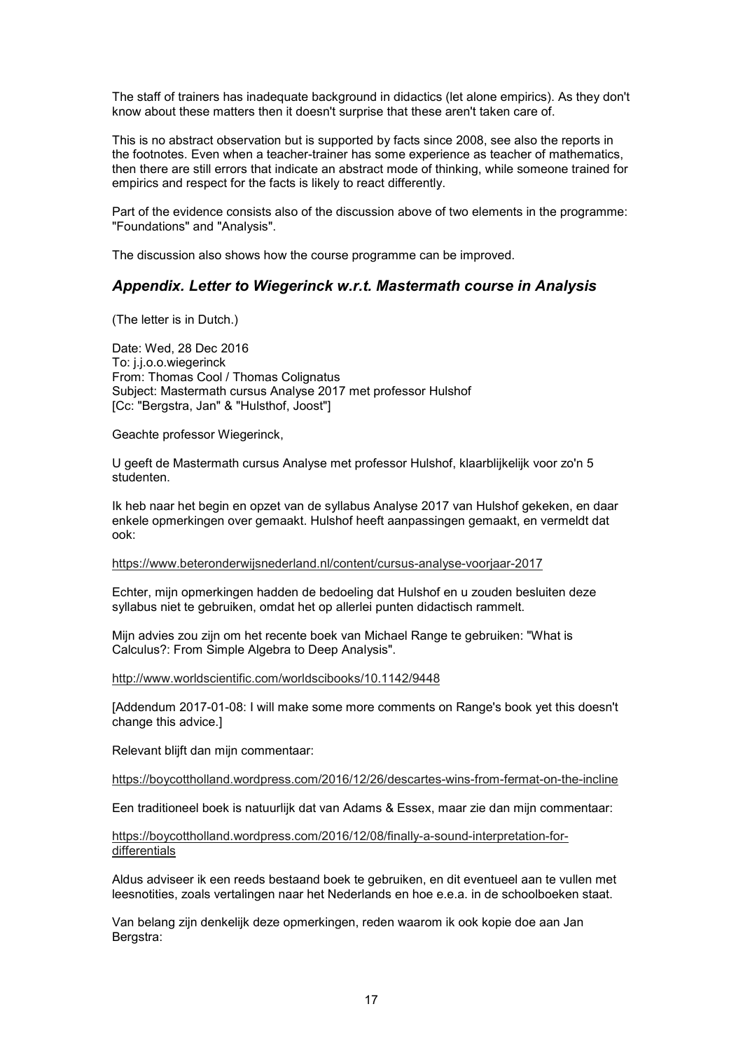The staff of trainers has inadequate background in didactics (let alone empirics). As they don't know about these matters then it doesn't surprise that these aren't taken care of.

This is no abstract observation but is supported by facts since 2008, see also the reports in the footnotes. Even when a teacher-trainer has some experience as teacher of mathematics, then there are still errors that indicate an abstract mode of thinking, while someone trained for empirics and respect for the facts is likely to react differently.

Part of the evidence consists also of the discussion above of two elements in the programme: "Foundations" and "Analysis".

The discussion also shows how the course programme can be improved.

## *Appendix. Letter to Wiegerinck w.r.t. Mastermath course in Analysis*

(The letter is in Dutch.)

Date: Wed, 28 Dec 2016
To: j.j.o.o.wiegerinck
From: Thomas Cool / Thomas Colignatus
Subject: Mastermath cursus Analyse 2017 met professor Hulshof
[Cc: "Bergstra, Jan" & "Hulsthof, Joost"]

Geachte professor Wiegerinck,

U geeft de Mastermath cursus Analyse met professor Hulshof, klaarblijkelijk voor zo'n 5 studenten.

Ik heb naar het begin en opzet van de syllabus Analyse 2017 van Hulshof gekeken, en daar enkele opmerkingen over gemaakt. Hulshof heeft aanpassingen gemaakt, en vermeldt dat ook:

https://www.beteronderwijsnederland.nl/content/cursus-analyse-voorjaar-2017

Echter, mijn opmerkingen hadden de bedoeling dat Hulshof en u zouden besluiten deze syllabus niet te gebruiken, omdat het op allerlei punten didactisch rammelt.

Mijn advies zou zijn om het recente boek van Michael Range te gebruiken: "What is Calculus?: From Simple Algebra to Deep Analysis".

http://www.worldscientific.com/worldscibooks/10.1142/9448

[Addendum 2017-01-08: I will make some more comments on Range's book yet this doesn't change this advice.]

Relevant blijft dan mijn commentaar:

https://boycottholland.wordpress.com/2016/12/26/descartes-wins-from-fermat-on-the-incline

Een traditioneel boek is natuurlijk dat van Adams & Essex, maar zie dan mijn commentaar:

https://boycottholland.wordpress.com/2016/12/08/finally-a-sound-interpretation-for-differentials

Aldus adviseer ik een reeds bestaand boek te gebruiken, en dit eventueel aan te vullen met leesnotities, zoals vertalingen naar het Nederlands en hoe e.e.a. in de schoolboeken staat.

Van belang zijn denkelijk deze opmerkingen, reden waarom ik ook kopie doe aan Jan Bergstra: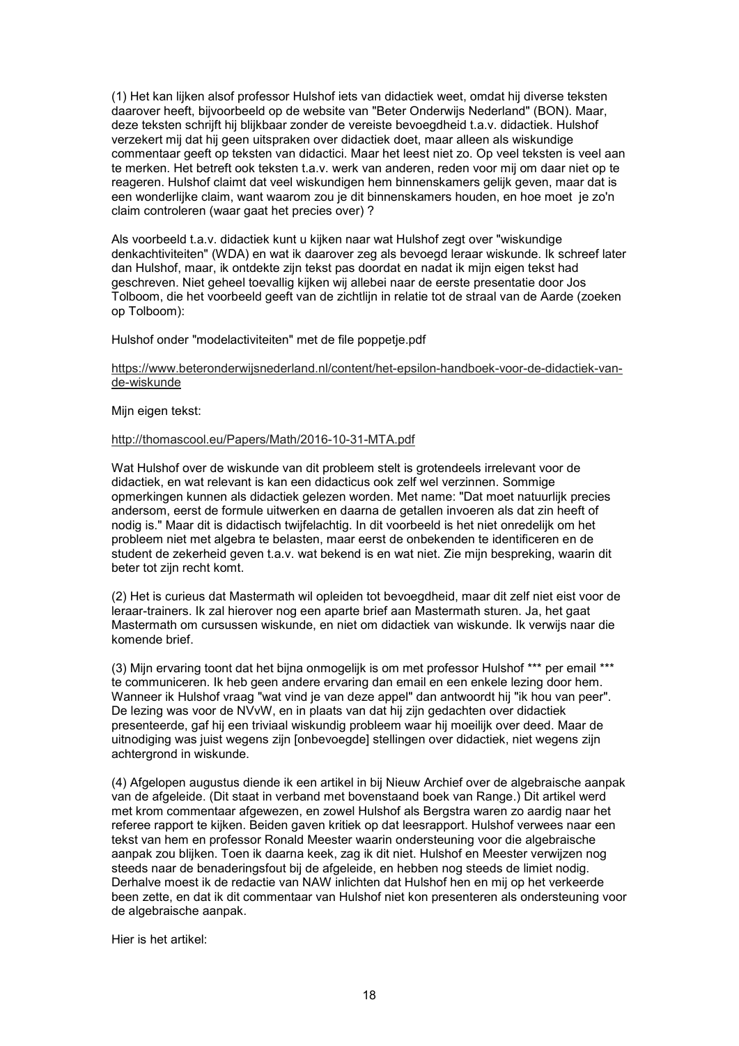(1) Het kan lijken alsof professor Hulshof iets van didactiek weet, omdat hij diverse teksten daarover heeft, bijvoorbeeld op de website van "Beter Onderwijs Nederland" (BON). Maar, deze teksten schrijft hij blijkbaar zonder de vereiste bevoegdheid t.a.v. didactiek. Hulshof verzekert mij dat hij geen uitspraken over didactiek doet, maar alleen als wiskundige commentaar geeft op teksten van didactici. Maar het leest niet zo. Op veel teksten is veel aan te merken. Het betreft ook teksten t.a.v. werk van anderen, reden voor mij om daar niet op te reageren. Hulshof claimt dat veel wiskundigen hem binnenskamers gelijk geven, maar dat is een wonderlijke claim, want waarom zou je dit binnenskamers houden, en hoe moet je zo'n claim controleren (waar gaat het precies over) ?

Als voorbeeld t.a.v. didactiek kunt u kijken naar wat Hulshof zegt over "wiskundige denkachtiviteiten" (WDA) en wat ik daarover zeg als bevoegd leraar wiskunde. Ik schreef later dan Hulshof, maar, ik ontdekte zijn tekst pas doordat en nadat ik mijn eigen tekst had geschreven. Niet geheel toevallig kijken wij allebei naar de eerste presentatie door Jos Tolboom, die het voorbeeld geeft van de zichtlijn in relatie tot de straal van de Aarde (zoeken op Tolboom):

Hulshof onder "modelactiviteiten" met de file poppetje.pdf

https://www.beteronderwijsnederland.nl/content/het-epsilon-handboek-voor-de-didactiek-van-de-wiskunde

Mijn eigen tekst:

http://thomascool.eu/Papers/Math/2016-10-31-MTA.pdf

Wat Hulshof over de wiskunde van dit probleem stelt is grotendeels irrelevant voor de didactiek, en wat relevant is kan een didacticus ook zelf wel verzinnen. Sommige opmerkingen kunnen als didactiek gelezen worden. Met name: "Dat moet natuurlijk precies andersom, eerst de formule uitwerken en daarna de getallen invoeren als dat zin heeft of nodig is." Maar dit is didactisch twijfelachtig. In dit voorbeeld is het niet onredelijk om het probleem niet met algebra te belasten, maar eerst de onbekenden te identificeren en de student de zekerheid geven t.a.v. wat bekend is en wat niet. Zie mijn bespreking, waarin dit beter tot zijn recht komt.

(2) Het is curieus dat Mastermath wil opleiden tot bevoegdheid, maar dit zelf niet eist voor de leraar-trainers. Ik zal hierover nog een aparte brief aan Mastermath sturen. Ja, het gaat Mastermath om cursussen wiskunde, en niet om didactiek van wiskunde. Ik verwijs naar die komende brief.

(3) Mijn ervaring toont dat het bijna onmogelijk is om met professor Hulshof *** per email *** te communiceren. Ik heb geen andere ervaring dan email en een enkele lezing door hem. Wanneer ik Hulshof vraag "wat vind je van deze appel" dan antwoordt hij "ik hou van peer". De lezing was voor de NVvW, en in plaats van dat hij zijn gedachten over didactiek presenteerde, gaf hij een triviaal wiskundig probleem waar hij moeilijk over deed. Maar de uitnodiging was juist wegens zijn [onbevoegde] stellingen over didactiek, niet wegens zijn achtergrond in wiskunde.

(4) Afgelopen augustus diende ik een artikel in bij Nieuw Archief over de algebraische aanpak van de afgeleide. (Dit staat in verband met bovenstaand boek van Range.) Dit artikel werd met krom commentaar afgewezen, en zowel Hulshof als Bergstra waren zo aardig naar het referee rapport te kijken. Beiden gaven kritiek op dat leesrapport. Hulshof verwees naar een tekst van hem en professor Ronald Meester waarin ondersteuning voor die algebraische aanpak zou blijken. Toen ik daarna keek, zag ik dit niet. Hulshof en Meester verwijzen nog steeds naar de benaderingsfout bij de afgeleide, en hebben nog steeds de limiet nodig. Derhalve moest ik de redactie van NAW inlichten dat Hulshof hen en mij op het verkeerde been zette, en dat ik dit commentaar van Hulshof niet kon presenteren als ondersteuning voor de algebraische aanpak.

Hier is het artikel: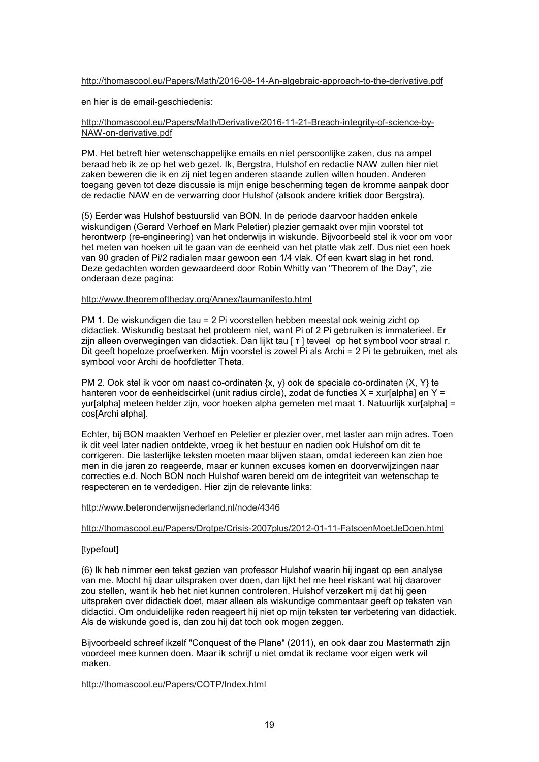http://thomascool.eu/Papers/Math/2016-08-14-An-algebraic-approach-to-the-derivative.pdf

en hier is de email-geschiedenis:

http://thomascool.eu/Papers/Math/Derivative/2016-11-21-Breach-integrity-of-science-by-NAW-on-derivative.pdf

PM. Het betreft hier wetenschappelijke emails en niet persoonlijke zaken, dus na ampel beraad heb ik ze op het web gezet. Ik, Bergstra, Hulshof en redactie NAW zullen hier niet zaken beweren die ik en zij niet tegen anderen staande zullen willen houden. Anderen toegang geven tot deze discussie is mijn enige bescherming tegen de kromme aanpak door de redactie NAW en de verwarring door Hulshof (alsook andere kritiek door Bergstra).

(5) Eerder was Hulshof bestuurslid van BON. In de periode daarvoor hadden enkele wiskundigen (Gerard Verhoef en Mark Peletier) plezier gemaakt over mijn voorstel tot herontwerp (re-engineering) van het onderwijs in wiskunde. Bijvoorbeeld stel ik voor om voor het meten van hoeken uit te gaan van de eenheid van het platte vlak zelf. Dus niet een hoek van 90 graden of Pi/2 radialen maar gewoon een 1/4 vlak. Of een kwart slag in het rond. Deze gedachten worden gewaardeerd door Robin Whitty van "Theorem of the Day", zie onderaan deze pagina:

http://www.theoremoftheday.org/Annex/taumanifesto.html

PM 1. De wiskundigen die tau = 2 Pi voorstellen hebben meestal ook weinig zicht op didactiek. Wiskundig bestaat het probleem niet, want Pi of 2 Pi gebruiken is immaterieel. Er zijn alleen overwegingen van didactiek. Dan lijkt tau [ τ ] teveel op het symbool voor straal r. Dit geeft hopeloze proefwerken. Mijn voorstel is zowel Pi als Archi = 2 Pi te gebruiken, met als symbool voor Archi de hoofdletter Theta.

PM 2. Ook stel ik voor om naast co-ordinaten {x, y} ook de speciale co-ordinaten {X, Y} te hanteren voor de eenheidscirkel (unit radius circle), zodat de functies X = xur[alpha] en Y = yur[alpha] meteen helder zijn, voor hoeken alpha gemeten met maat 1. Natuurlijk xur[alpha] = cos[Archi alpha].

Echter, bij BON maakten Verhoef en Peletier er plezier over, met laster aan mijn adres. Toen ik dit veel later nadien ontdekte, vroeg ik het bestuur en nadien ook Hulshof om dit te corrigeren. Die lasterlijke teksten moeten maar blijven staan, omdat iedereen kan zien hoe men in die jaren zo reageerde, maar er kunnen excuses komen en doorverwijzingen naar correcties e.d. Noch BON noch Hulshof waren bereid om de integriteit van wetenschap te respecteren en te verdedigen. Hier zijn de relevante links:

http://www.beteronderwijsnederland.nl/node/4346

http://thomascool.eu/Papers/Drgtpe/Crisis-2007plus/2012-01-11-FatsoenMoetJeDoen.html

[typefout]

(6) Ik heb nimmer een tekst gezien van professor Hulshof waarin hij ingaat op een analyse van me. Mocht hij daar uitspraken over doen, dan lijkt het me heel riskant wat hij daarover zou stellen, want ik heb het niet kunnen controleren. Hulshof verzekert mij dat hij geen uitspraken over didactiek doet, maar alleen als wiskundige commentaar geeft op teksten van didactici. Om onduidelijke reden reageert hij niet op mijn teksten ter verbetering van didactiek. Als de wiskunde goed is, dan zou hij dat toch ook mogen zeggen.

Bijvoorbeeld schreef ikzelf "Conquest of the Plane" (2011), en ook daar zou Mastermath zijn voordeel mee kunnen doen. Maar ik schrijf u niet omdat ik reclame voor eigen werk wil maken.

http://thomascool.eu/Papers/COTP/Index.html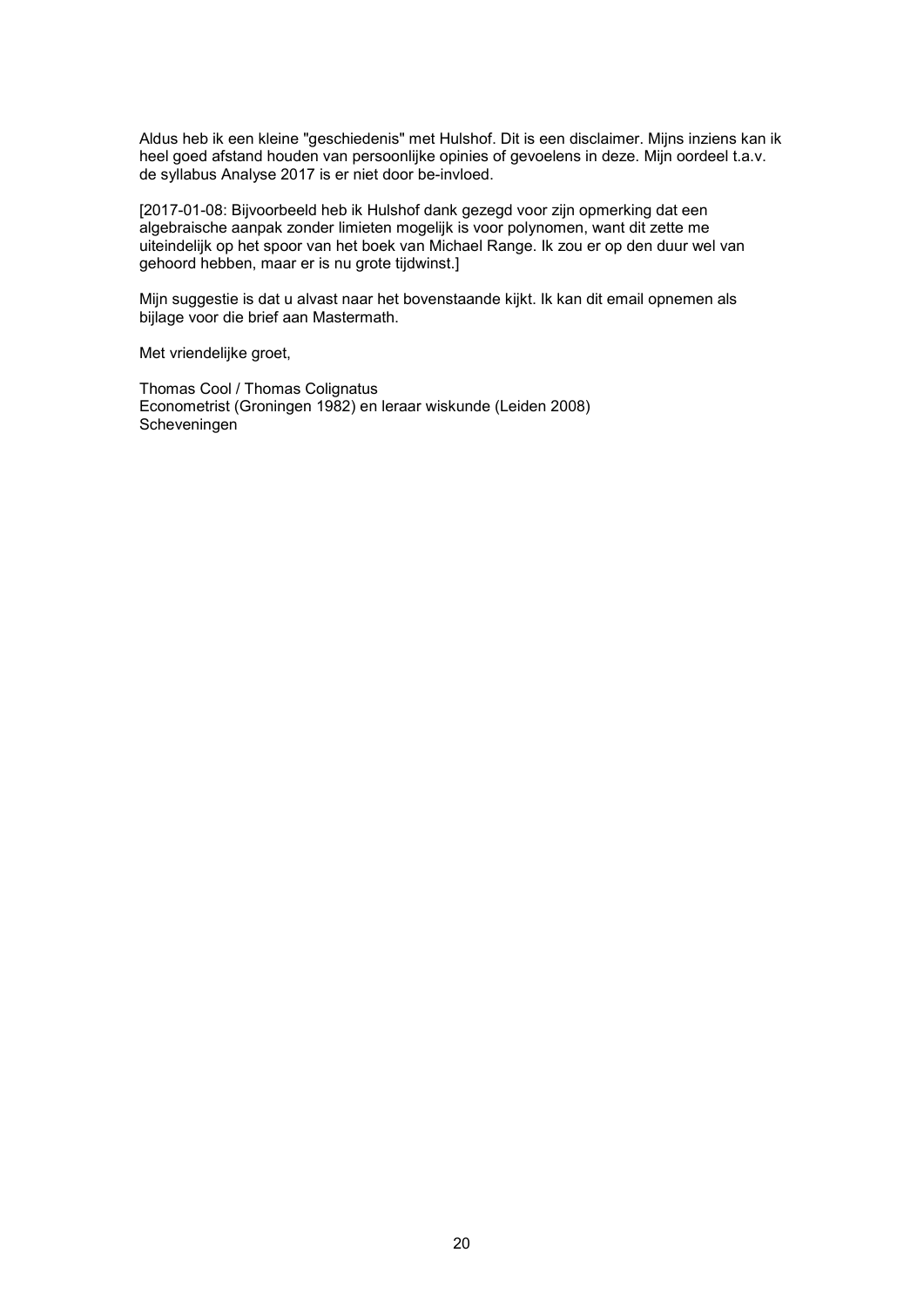Aldus heb ik een kleine "geschiedenis" met Hulshof. Dit is een disclaimer. Mijns inziens kan ik heel goed afstand houden van persoonlijke opinies of gevoelens in deze. Mijn oordeel t.a.v. de syllabus Analyse 2017 is er niet door be-invloed.

[2017-01-08: Bijvoorbeeld heb ik Hulshof dank gezegd voor zijn opmerking dat een algebraische aanpak zonder limieten mogelijk is voor polynomen, want dit zette me uiteindelijk op het spoor van het boek van Michael Range. Ik zou er op den duur wel van gehoord hebben, maar er is nu grote tijdwinst.]

Mijn suggestie is dat u alvast naar het bovenstaande kijkt. Ik kan dit email opnemen als bijlage voor die brief aan Mastermath.

Met vriendelijke groet,

Thomas Cool / Thomas Colignatus  
Econometrist (Groningen 1982) en leraar wiskunde (Leiden 2008)  
Scheveningen